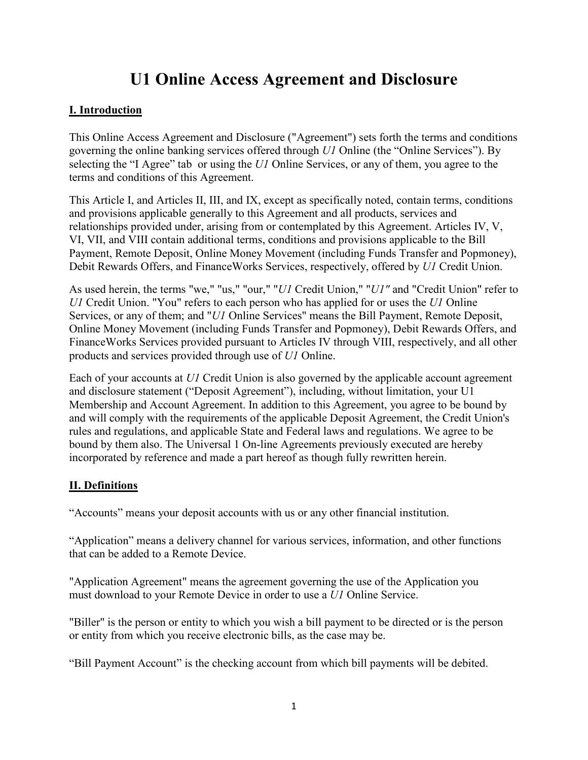# U1 Online Access Agreement and Disclosure

## I. Introduction

This Online Access Agreement and Disclosure ("Agreement") sets forth the terms and conditions governing the online banking services offered through *U1* Online (the "Online Services"). By selecting the "I Agree" tab or using the *U1* Online Services, or any of them, you agree to the terms and conditions of this Agreement.

This Article I, and Articles II, III, and IX, except as specifically noted, contain terms, conditions and provisions applicable generally to this Agreement and all products, services and relationships provided under, arising from or contemplated by this Agreement. Articles IV, V, VI, VII, and VIII contain additional terms, conditions and provisions applicable to the Bill Payment, Remote Deposit, Online Money Movement (including Funds Transfer and Popmoney), Debit Rewards Offers, and FinanceWorks Services, respectively, offered by *U1* Credit Union.

As used herein, the terms "we," "us," "our," "*U1* Credit Union," "*U1*" and "Credit Union" refer to *U1* Credit Union. "You" refers to each person who has applied for or uses the *U1* Online Services, or any of them; and "*U1* Online Services" means the Bill Payment, Remote Deposit, Online Money Movement (including Funds Transfer and Popmoney), Debit Rewards Offers, and FinanceWorks Services provided pursuant to Articles IV through VIII, respectively, and all other products and services provided through use of *U1* Online.

Each of your accounts at *U1* Credit Union is also governed by the applicable account agreement and disclosure statement ("Deposit Agreement"), including, without limitation, your U1 Membership and Account Agreement. In addition to this Agreement, you agree to be bound by and will comply with the requirements of the applicable Deposit Agreement, the Credit Union's rules and regulations, and applicable State and Federal laws and regulations. We agree to be bound by them also. The Universal 1 On-line Agreements previously executed are hereby incorporated by reference and made a part hereof as though fully rewritten herein.

## II. Definitions

"Accounts" means your deposit accounts with us or any other financial institution.

"Application" means a delivery channel for various services, information, and other functions that can be added to a Remote Device.

"Application Agreement" means the agreement governing the use of the Application you must download to your Remote Device in order to use a *U1* Online Service.

"Biller" is the person or entity to which you wish a bill payment to be directed or is the person or entity from which you receive electronic bills, as the case may be.

"Bill Payment Account" is the checking account from which bill payments will be debited.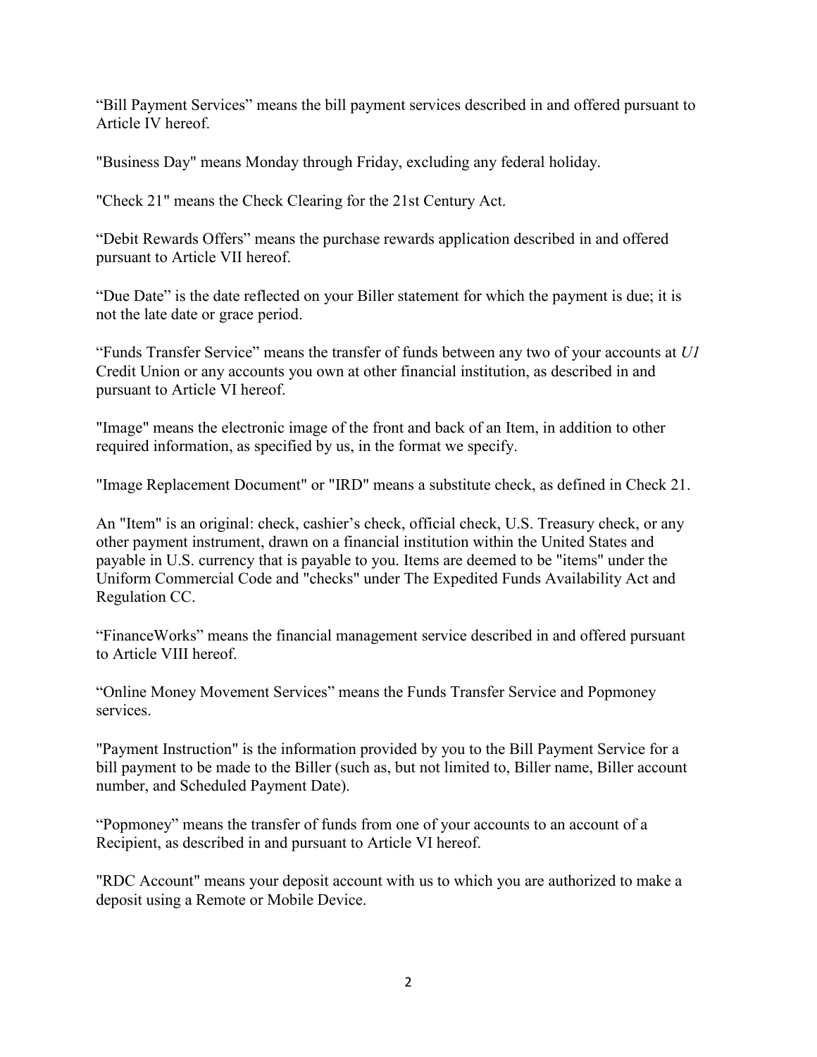“Bill Payment Services” means the bill payment services described in and offered pursuant to Article IV hereof.

"Business Day" means Monday through Friday, excluding any federal holiday.

"Check 21" means the Check Clearing for the 21st Century Act.

“Debit Rewards Offers” means the purchase rewards application described in and offered pursuant to Article VII hereof.

“Due Date” is the date reflected on your Biller statement for which the payment is due; it is not the late date or grace period.

“Funds Transfer Service” means the transfer of funds between any two of your accounts at *U1* Credit Union or any accounts you own at other financial institution, as described in and pursuant to Article VI hereof.

"Image" means the electronic image of the front and back of an Item, in addition to other required information, as specified by us, in the format we specify.

"Image Replacement Document" or "IRD" means a substitute check, as defined in Check 21.

An "Item" is an original: check, cashier’s check, official check, U.S. Treasury check, or any other payment instrument, drawn on a financial institution within the United States and payable in U.S. currency that is payable to you. Items are deemed to be "items" under the Uniform Commercial Code and "checks" under The Expedited Funds Availability Act and Regulation CC.

“FinanceWorks” means the financial management service described in and offered pursuant to Article VIII hereof.

“Online Money Movement Services” means the Funds Transfer Service and Popmoney services.

"Payment Instruction" is the information provided by you to the Bill Payment Service for a bill payment to be made to the Biller (such as, but not limited to, Biller name, Biller account number, and Scheduled Payment Date).

“Popmoney” means the transfer of funds from one of your accounts to an account of a Recipient, as described in and pursuant to Article VI hereof.

"RDC Account" means your deposit account with us to which you are authorized to make a deposit using a Remote or Mobile Device.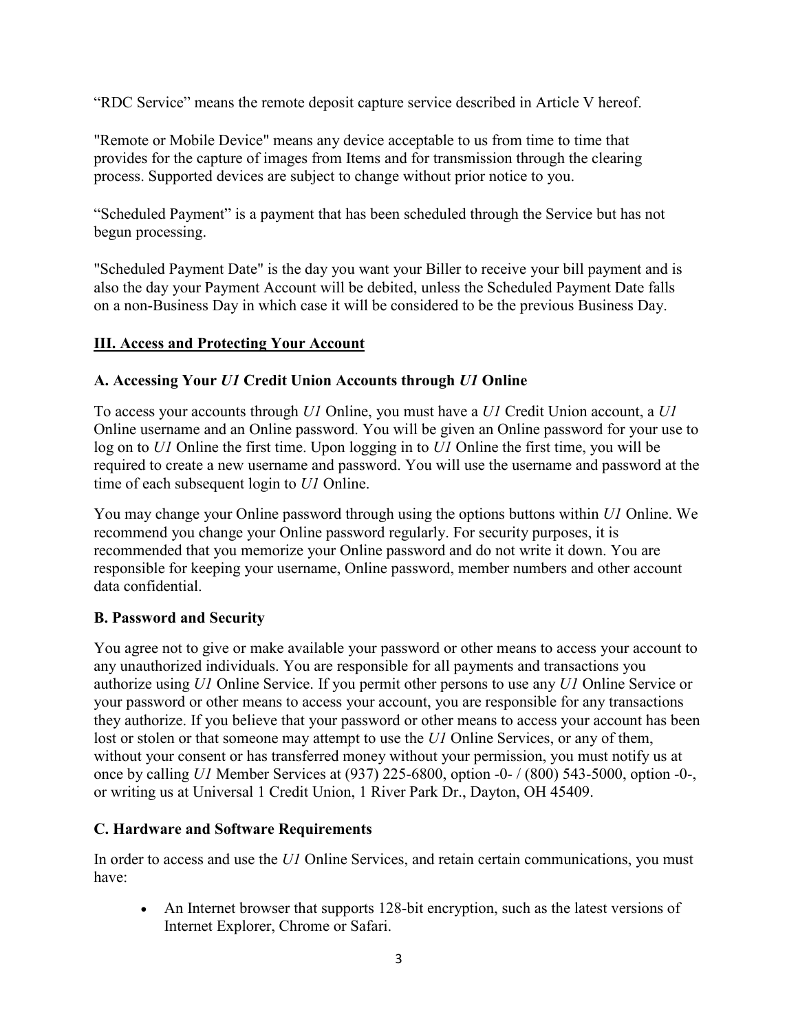"RDC Service" means the remote deposit capture service described in Article V hereof.

"Remote or Mobile Device" means any device acceptable to us from time to time that provides for the capture of images from Items and for transmission through the clearing process. Supported devices are subject to change without prior notice to you.

"Scheduled Payment" is a payment that has been scheduled through the Service but has not begun processing.

"Scheduled Payment Date" is the day you want your Biller to receive your bill payment and is also the day your Payment Account will be debited, unless the Scheduled Payment Date falls on a non-Business Day in which case it will be considered to be the previous Business Day.

## III. Access and Protecting Your Account

### A. Accessing Your *U1* Credit Union Accounts through *U1* Online

To access your accounts through *U1* Online, you must have a *U1* Credit Union account, a *U1* Online username and an Online password. You will be given an Online password for your use to log on to *U1* Online the first time. Upon logging in to *U1* Online the first time, you will be required to create a new username and password. You will use the username and password at the time of each subsequent login to *U1* Online.

You may change your Online password through using the options buttons within *U1* Online. We recommend you change your Online password regularly. For security purposes, it is recommended that you memorize your Online password and do not write it down. You are responsible for keeping your username, Online password, member numbers and other account data confidential.

### B. Password and Security

You agree not to give or make available your password or other means to access your account to any unauthorized individuals. You are responsible for all payments and transactions you authorize using *U1* Online Service. If you permit other persons to use any *U1* Online Service or your password or other means to access your account, you are responsible for any transactions they authorize. If you believe that your password or other means to access your account has been lost or stolen or that someone may attempt to use the *U1* Online Services, or any of them, without your consent or has transferred money without your permission, you must notify us at once by calling *U1* Member Services at (937) 225-6800, option -0- / (800) 543-5000, option -0-, or writing us at Universal 1 Credit Union, 1 River Park Dr., Dayton, OH 45409.

### C. Hardware and Software Requirements

In order to access and use the *U1* Online Services, and retain certain communications, you must have:

- An Internet browser that supports 128-bit encryption, such as the latest versions of Internet Explorer, Chrome or Safari.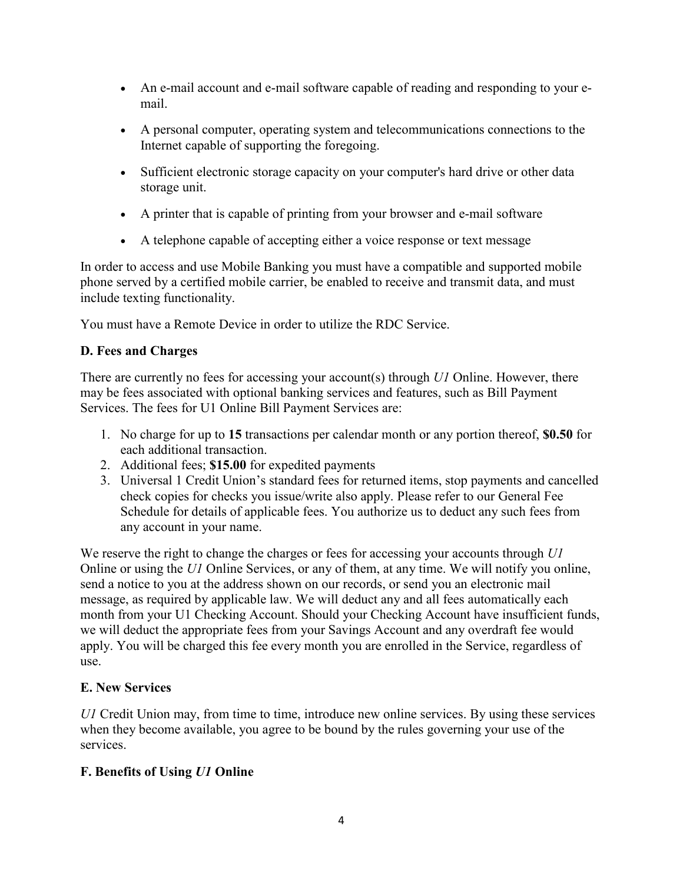- An e-mail account and e-mail software capable of reading and responding to your e-mail.
- A personal computer, operating system and telecommunications connections to the Internet capable of supporting the foregoing.
- Sufficient electronic storage capacity on your computer's hard drive or other data storage unit.
- A printer that is capable of printing from your browser and e-mail software
- A telephone capable of accepting either a voice response or text message

In order to access and use Mobile Banking you must have a compatible and supported mobile phone served by a certified mobile carrier, be enabled to receive and transmit data, and must include texting functionality.

You must have a Remote Device in order to utilize the RDC Service.

**D. Fees and Charges**

There are currently no fees for accessing your account(s) through *U1* Online. However, there may be fees associated with optional banking services and features, such as Bill Payment Services. The fees for U1 Online Bill Payment Services are:

1. No charge for up to **15** transactions per calendar month or any portion thereof, **$0.50** for each additional transaction.
2. Additional fees; **$15.00** for expedited payments
3. Universal 1 Credit Union's standard fees for returned items, stop payments and cancelled check copies for checks you issue/write also apply. Please refer to our General Fee Schedule for details of applicable fees. You authorize us to deduct any such fees from any account in your name.

We reserve the right to change the charges or fees for accessing your accounts through *U1* Online or using the *U1* Online Services, or any of them, at any time. We will notify you online, send a notice to you at the address shown on our records, or send you an electronic mail message, as required by applicable law. We will deduct any and all fees automatically each month from your U1 Checking Account. Should your Checking Account have insufficient funds, we will deduct the appropriate fees from your Savings Account and any overdraft fee would apply. You will be charged this fee every month you are enrolled in the Service, regardless of use.

**E. New Services**

*U1* Credit Union may, from time to time, introduce new online services. By using these services when they become available, you agree to be bound by the rules governing your use of the services.

**F. Benefits of Using *U1* Online**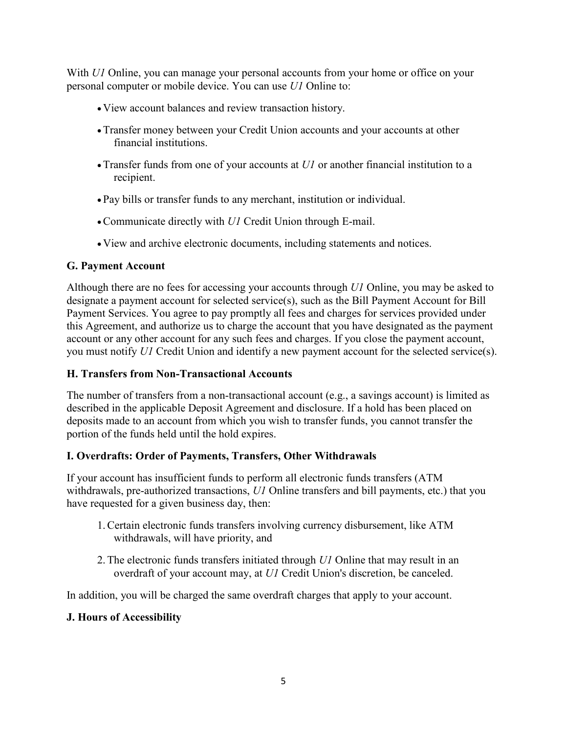With *U1* Online, you can manage your personal accounts from your home or office on your personal computer or mobile device. You can use *U1* Online to:

- View account balances and review transaction history.
- Transfer money between your Credit Union accounts and your accounts at other financial institutions.
- Transfer funds from one of your accounts at *U1* or another financial institution to a recipient.
- Pay bills or transfer funds to any merchant, institution or individual.
- Communicate directly with *U1* Credit Union through E-mail.
- View and archive electronic documents, including statements and notices.

**G. Payment Account**

Although there are no fees for accessing your accounts through *U1* Online, you may be asked to designate a payment account for selected service(s), such as the Bill Payment Account for Bill Payment Services. You agree to pay promptly all fees and charges for services provided under this Agreement, and authorize us to charge the account that you have designated as the payment account or any other account for any such fees and charges. If you close the payment account, you must notify *U1* Credit Union and identify a new payment account for the selected service(s).

**H. Transfers from Non-Transactional Accounts**

The number of transfers from a non-transactional account (e.g., a savings account) is limited as described in the applicable Deposit Agreement and disclosure. If a hold has been placed on deposits made to an account from which you wish to transfer funds, you cannot transfer the portion of the funds held until the hold expires.

**I. Overdrafts: Order of Payments, Transfers, Other Withdrawals**

If your account has insufficient funds to perform all electronic funds transfers (ATM withdrawals, pre-authorized transactions, *U1* Online transfers and bill payments, etc.) that you have requested for a given business day, then:

1. Certain electronic funds transfers involving currency disbursement, like ATM withdrawals, will have priority, and
2. The electronic funds transfers initiated through *U1* Online that may result in an overdraft of your account may, at *U1* Credit Union's discretion, be canceled.

In addition, you will be charged the same overdraft charges that apply to your account.

**J. Hours of Accessibility**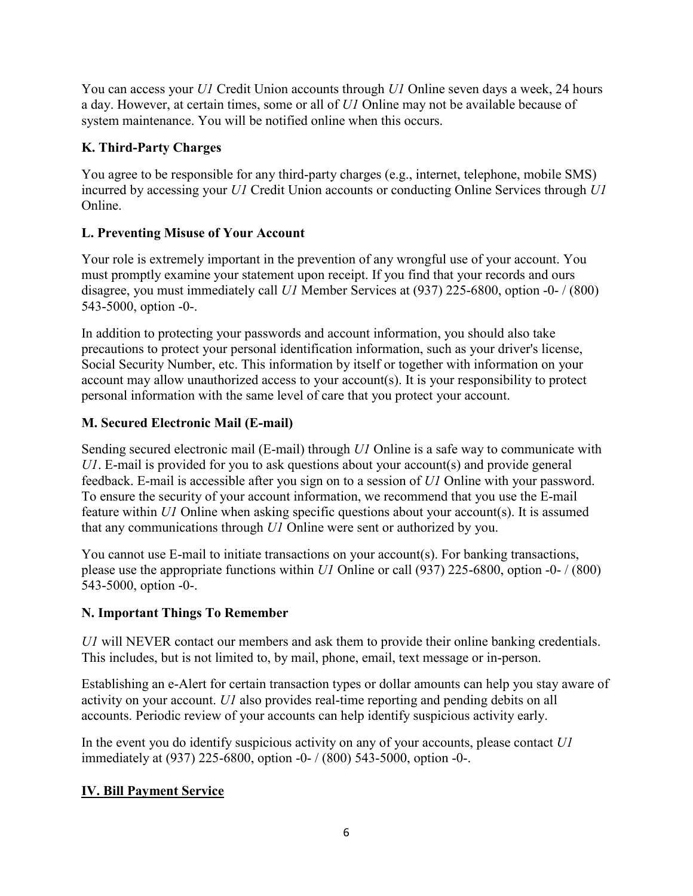You can access your *U1* Credit Union accounts through *U1* Online seven days a week, 24 hours a day. However, at certain times, some or all of *U1* Online may not be available because of system maintenance. You will be notified online when this occurs.

### K. Third-Party Charges

You agree to be responsible for any third-party charges (e.g., internet, telephone, mobile SMS) incurred by accessing your *U1* Credit Union accounts or conducting Online Services through *U1* Online.

### L. Preventing Misuse of Your Account

Your role is extremely important in the prevention of any wrongful use of your account. You must promptly examine your statement upon receipt. If you find that your records and ours disagree, you must immediately call *U1* Member Services at (937) 225-6800, option -0- / (800) 543-5000, option -0-.

In addition to protecting your passwords and account information, you should also take precautions to protect your personal identification information, such as your driver's license, Social Security Number, etc. This information by itself or together with information on your account may allow unauthorized access to your account(s). It is your responsibility to protect personal information with the same level of care that you protect your account.

### M. Secured Electronic Mail (E-mail)

Sending secured electronic mail (E-mail) through *U1* Online is a safe way to communicate with *U1*. E-mail is provided for you to ask questions about your account(s) and provide general feedback. E-mail is accessible after you sign on to a session of *U1* Online with your password. To ensure the security of your account information, we recommend that you use the E-mail feature within *U1* Online when asking specific questions about your account(s). It is assumed that any communications through *U1* Online were sent or authorized by you.

You cannot use E-mail to initiate transactions on your account(s). For banking transactions, please use the appropriate functions within *U1* Online or call (937) 225-6800, option -0- / (800) 543-5000, option -0-.

### N. Important Things To Remember

*U1* will NEVER contact our members and ask them to provide their online banking credentials. This includes, but is not limited to, by mail, phone, email, text message or in-person.

Establishing an e-Alert for certain transaction types or dollar amounts can help you stay aware of activity on your account. *U1* also provides real-time reporting and pending debits on all accounts. Periodic review of your accounts can help identify suspicious activity early.

In the event you do identify suspicious activity on any of your accounts, please contact *U1* immediately at (937) 225-6800, option -0- / (800) 543-5000, option -0-.

## IV. Bill Payment Service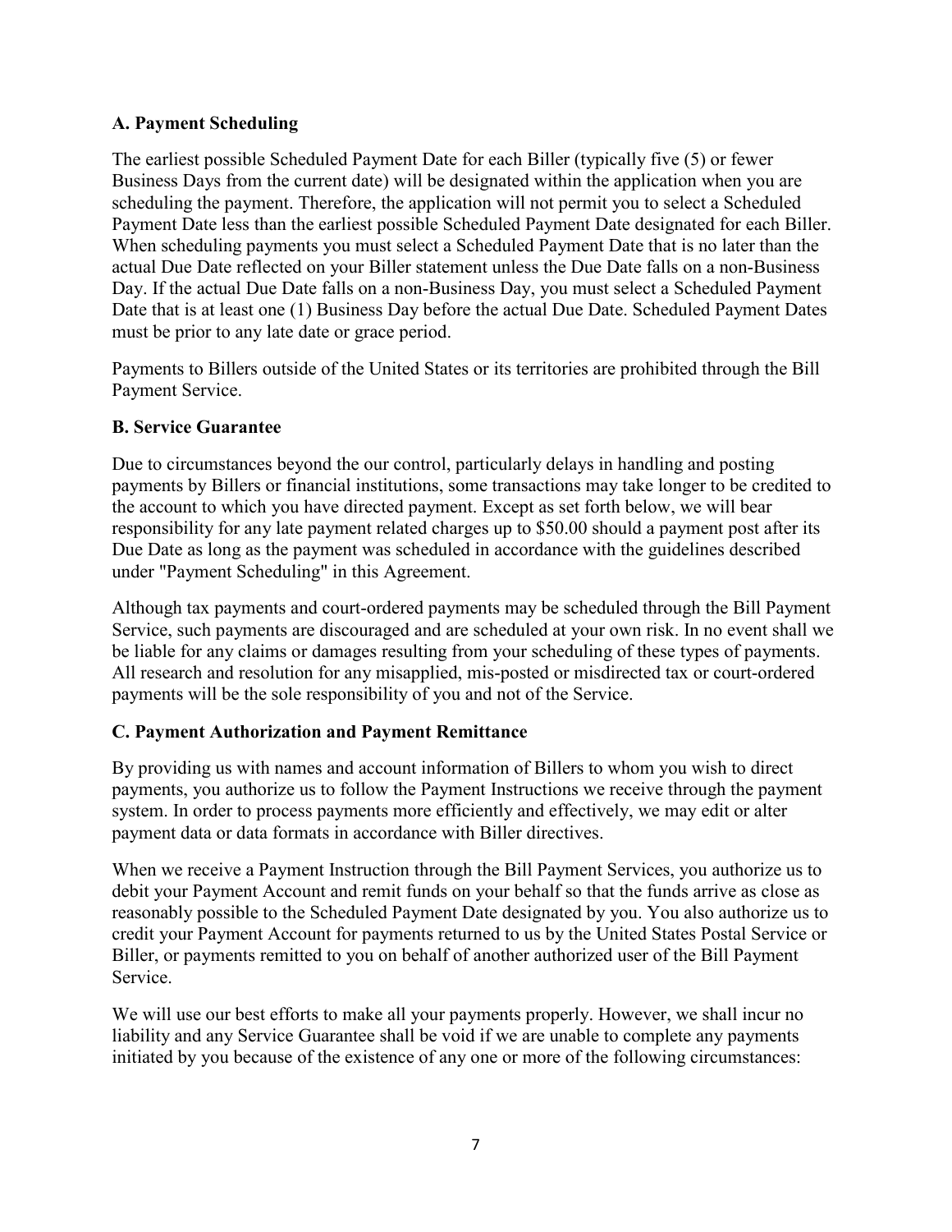### A. Payment Scheduling

The earliest possible Scheduled Payment Date for each Biller (typically five (5) or fewer Business Days from the current date) will be designated within the application when you are scheduling the payment. Therefore, the application will not permit you to select a Scheduled Payment Date less than the earliest possible Scheduled Payment Date designated for each Biller. When scheduling payments you must select a Scheduled Payment Date that is no later than the actual Due Date reflected on your Biller statement unless the Due Date falls on a non-Business Day. If the actual Due Date falls on a non-Business Day, you must select a Scheduled Payment Date that is at least one (1) Business Day before the actual Due Date. Scheduled Payment Dates must be prior to any late date or grace period.

Payments to Billers outside of the United States or its territories are prohibited through the Bill Payment Service.

### B. Service Guarantee

Due to circumstances beyond the our control, particularly delays in handling and posting payments by Billers or financial institutions, some transactions may take longer to be credited to the account to which you have directed payment. Except as set forth below, we will bear responsibility for any late payment related charges up to $50.00 should a payment post after its Due Date as long as the payment was scheduled in accordance with the guidelines described under "Payment Scheduling" in this Agreement.

Although tax payments and court-ordered payments may be scheduled through the Bill Payment Service, such payments are discouraged and are scheduled at your own risk. In no event shall we be liable for any claims or damages resulting from your scheduling of these types of payments. All research and resolution for any misapplied, mis-posted or misdirected tax or court-ordered payments will be the sole responsibility of you and not of the Service.

### C. Payment Authorization and Payment Remittance

By providing us with names and account information of Billers to whom you wish to direct payments, you authorize us to follow the Payment Instructions we receive through the payment system. In order to process payments more efficiently and effectively, we may edit or alter payment data or data formats in accordance with Biller directives.

When we receive a Payment Instruction through the Bill Payment Services, you authorize us to debit your Payment Account and remit funds on your behalf so that the funds arrive as close as reasonably possible to the Scheduled Payment Date designated by you. You also authorize us to credit your Payment Account for payments returned to us by the United States Postal Service or Biller, or payments remitted to you on behalf of another authorized user of the Bill Payment Service.

We will use our best efforts to make all your payments properly. However, we shall incur no liability and any Service Guarantee shall be void if we are unable to complete any payments initiated by you because of the existence of any one or more of the following circumstances: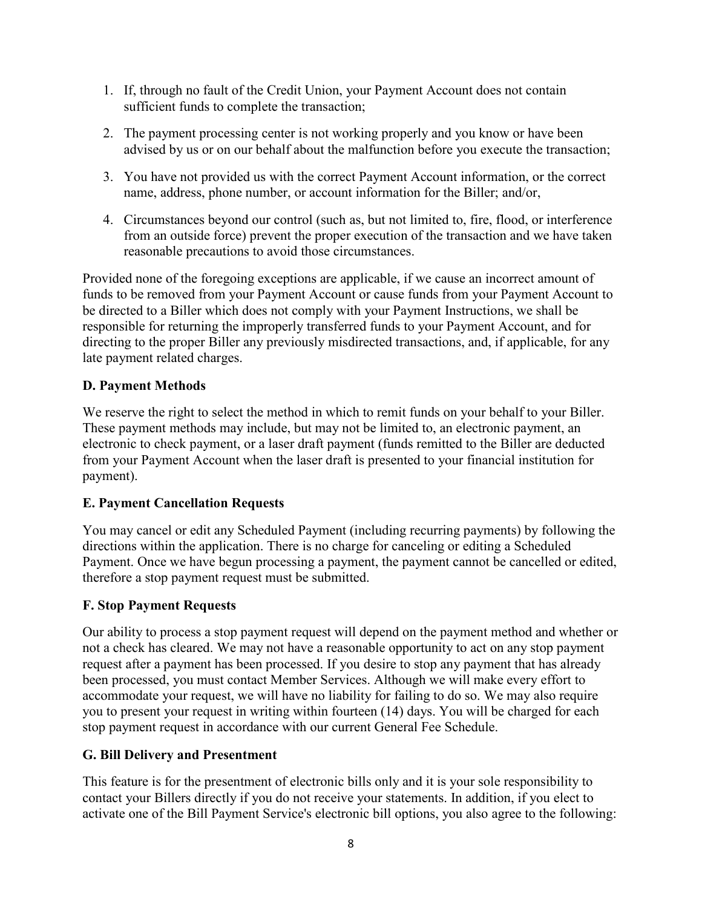1. If, through no fault of the Credit Union, your Payment Account does not contain sufficient funds to complete the transaction;

2. The payment processing center is not working properly and you know or have been advised by us or on our behalf about the malfunction before you execute the transaction;

3. You have not provided us with the correct Payment Account information, or the correct name, address, phone number, or account information for the Biller; and/or,

4. Circumstances beyond our control (such as, but not limited to, fire, flood, or interference from an outside force) prevent the proper execution of the transaction and we have taken reasonable precautions to avoid those circumstances.

Provided none of the foregoing exceptions are applicable, if we cause an incorrect amount of funds to be removed from your Payment Account or cause funds from your Payment Account to be directed to a Biller which does not comply with your Payment Instructions, we shall be responsible for returning the improperly transferred funds to your Payment Account, and for directing to the proper Biller any previously misdirected transactions, and, if applicable, for any late payment related charges.

**D. Payment Methods**

We reserve the right to select the method in which to remit funds on your behalf to your Biller. These payment methods may include, but may not be limited to, an electronic payment, an electronic to check payment, or a laser draft payment (funds remitted to the Biller are deducted from your Payment Account when the laser draft is presented to your financial institution for payment).

**E. Payment Cancellation Requests**

You may cancel or edit any Scheduled Payment (including recurring payments) by following the directions within the application. There is no charge for canceling or editing a Scheduled Payment. Once we have begun processing a payment, the payment cannot be cancelled or edited, therefore a stop payment request must be submitted.

**F. Stop Payment Requests**

Our ability to process a stop payment request will depend on the payment method and whether or not a check has cleared. We may not have a reasonable opportunity to act on any stop payment request after a payment has been processed. If you desire to stop any payment that has already been processed, you must contact Member Services. Although we will make every effort to accommodate your request, we will have no liability for failing to do so. We may also require you to present your request in writing within fourteen (14) days. You will be charged for each stop payment request in accordance with our current General Fee Schedule.

**G. Bill Delivery and Presentment**

This feature is for the presentment of electronic bills only and it is your sole responsibility to contact your Billers directly if you do not receive your statements. In addition, if you elect to activate one of the Bill Payment Service's electronic bill options, you also agree to the following: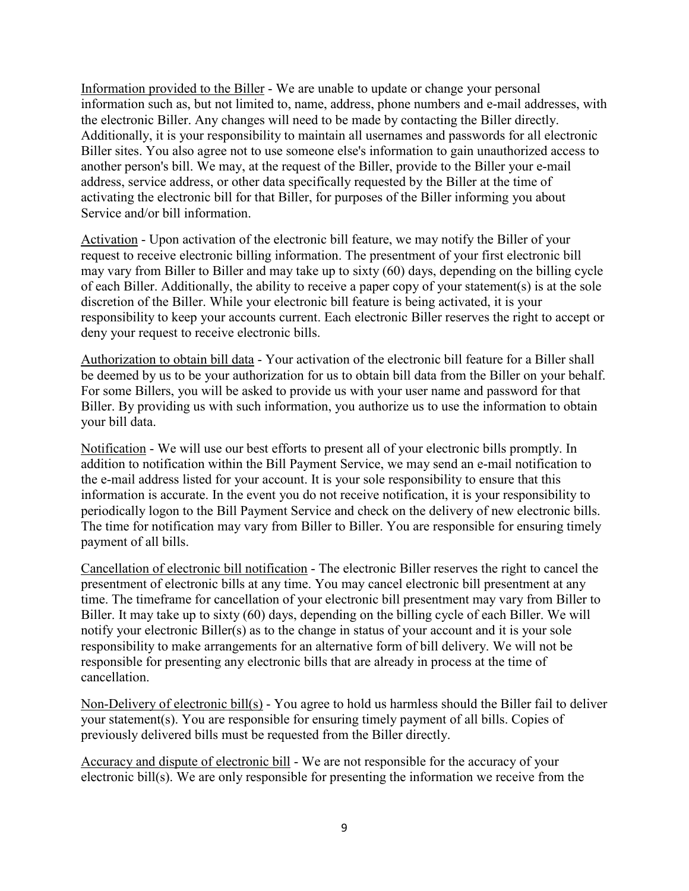Information provided to the Biller - We are unable to update or change your personal information such as, but not limited to, name, address, phone numbers and e-mail addresses, with the electronic Biller. Any changes will need to be made by contacting the Biller directly. Additionally, it is your responsibility to maintain all usernames and passwords for all electronic Biller sites. You also agree not to use someone else's information to gain unauthorized access to another person's bill. We may, at the request of the Biller, provide to the Biller your e-mail address, service address, or other data specifically requested by the Biller at the time of activating the electronic bill for that Biller, for purposes of the Biller informing you about Service and/or bill information.

Activation - Upon activation of the electronic bill feature, we may notify the Biller of your request to receive electronic billing information. The presentment of your first electronic bill may vary from Biller to Biller and may take up to sixty (60) days, depending on the billing cycle of each Biller. Additionally, the ability to receive a paper copy of your statement(s) is at the sole discretion of the Biller. While your electronic bill feature is being activated, it is your responsibility to keep your accounts current. Each electronic Biller reserves the right to accept or deny your request to receive electronic bills.

Authorization to obtain bill data - Your activation of the electronic bill feature for a Biller shall be deemed by us to be your authorization for us to obtain bill data from the Biller on your behalf. For some Billers, you will be asked to provide us with your user name and password for that Biller. By providing us with such information, you authorize us to use the information to obtain your bill data.

Notification - We will use our best efforts to present all of your electronic bills promptly. In addition to notification within the Bill Payment Service, we may send an e-mail notification to the e-mail address listed for your account. It is your sole responsibility to ensure that this information is accurate. In the event you do not receive notification, it is your responsibility to periodically logon to the Bill Payment Service and check on the delivery of new electronic bills. The time for notification may vary from Biller to Biller. You are responsible for ensuring timely payment of all bills.

Cancellation of electronic bill notification - The electronic Biller reserves the right to cancel the presentment of electronic bills at any time. You may cancel electronic bill presentment at any time. The timeframe for cancellation of your electronic bill presentment may vary from Biller to Biller. It may take up to sixty (60) days, depending on the billing cycle of each Biller. We will notify your electronic Biller(s) as to the change in status of your account and it is your sole responsibility to make arrangements for an alternative form of bill delivery. We will not be responsible for presenting any electronic bills that are already in process at the time of cancellation.

Non-Delivery of electronic bill(s) - You agree to hold us harmless should the Biller fail to deliver your statement(s). You are responsible for ensuring timely payment of all bills. Copies of previously delivered bills must be requested from the Biller directly.

Accuracy and dispute of electronic bill - We are not responsible for the accuracy of your electronic bill(s). We are only responsible for presenting the information we receive from the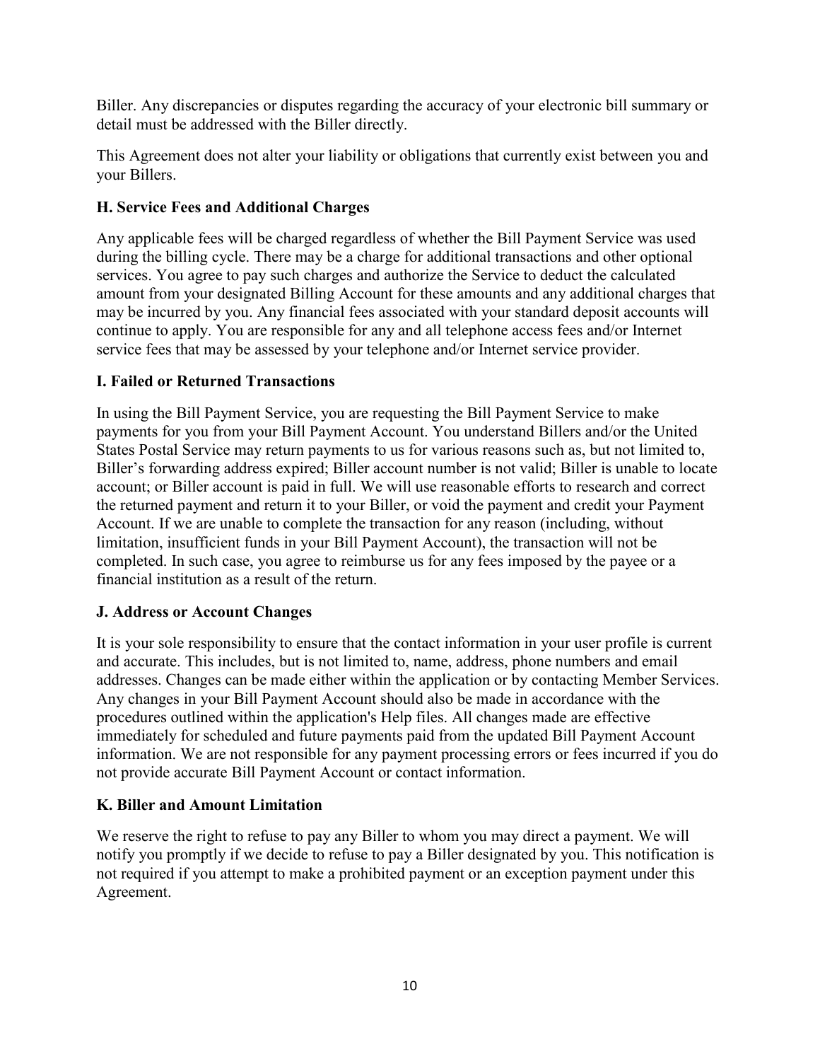Biller. Any discrepancies or disputes regarding the accuracy of your electronic bill summary or detail must be addressed with the Biller directly.

This Agreement does not alter your liability or obligations that currently exist between you and your Billers.

### H. Service Fees and Additional Charges

Any applicable fees will be charged regardless of whether the Bill Payment Service was used during the billing cycle. There may be a charge for additional transactions and other optional services. You agree to pay such charges and authorize the Service to deduct the calculated amount from your designated Billing Account for these amounts and any additional charges that may be incurred by you. Any financial fees associated with your standard deposit accounts will continue to apply. You are responsible for any and all telephone access fees and/or Internet service fees that may be assessed by your telephone and/or Internet service provider.

### I. Failed or Returned Transactions

In using the Bill Payment Service, you are requesting the Bill Payment Service to make payments for you from your Bill Payment Account. You understand Billers and/or the United States Postal Service may return payments to us for various reasons such as, but not limited to, Biller's forwarding address expired; Biller account number is not valid; Biller is unable to locate account; or Biller account is paid in full. We will use reasonable efforts to research and correct the returned payment and return it to your Biller, or void the payment and credit your Payment Account. If we are unable to complete the transaction for any reason (including, without limitation, insufficient funds in your Bill Payment Account), the transaction will not be completed. In such case, you agree to reimburse us for any fees imposed by the payee or a financial institution as a result of the return.

### J. Address or Account Changes

It is your sole responsibility to ensure that the contact information in your user profile is current and accurate. This includes, but is not limited to, name, address, phone numbers and email addresses. Changes can be made either within the application or by contacting Member Services. Any changes in your Bill Payment Account should also be made in accordance with the procedures outlined within the application's Help files. All changes made are effective immediately for scheduled and future payments paid from the updated Bill Payment Account information. We are not responsible for any payment processing errors or fees incurred if you do not provide accurate Bill Payment Account or contact information.

### K. Biller and Amount Limitation

We reserve the right to refuse to pay any Biller to whom you may direct a payment. We will notify you promptly if we decide to refuse to pay a Biller designated by you. This notification is not required if you attempt to make a prohibited payment or an exception payment under this Agreement.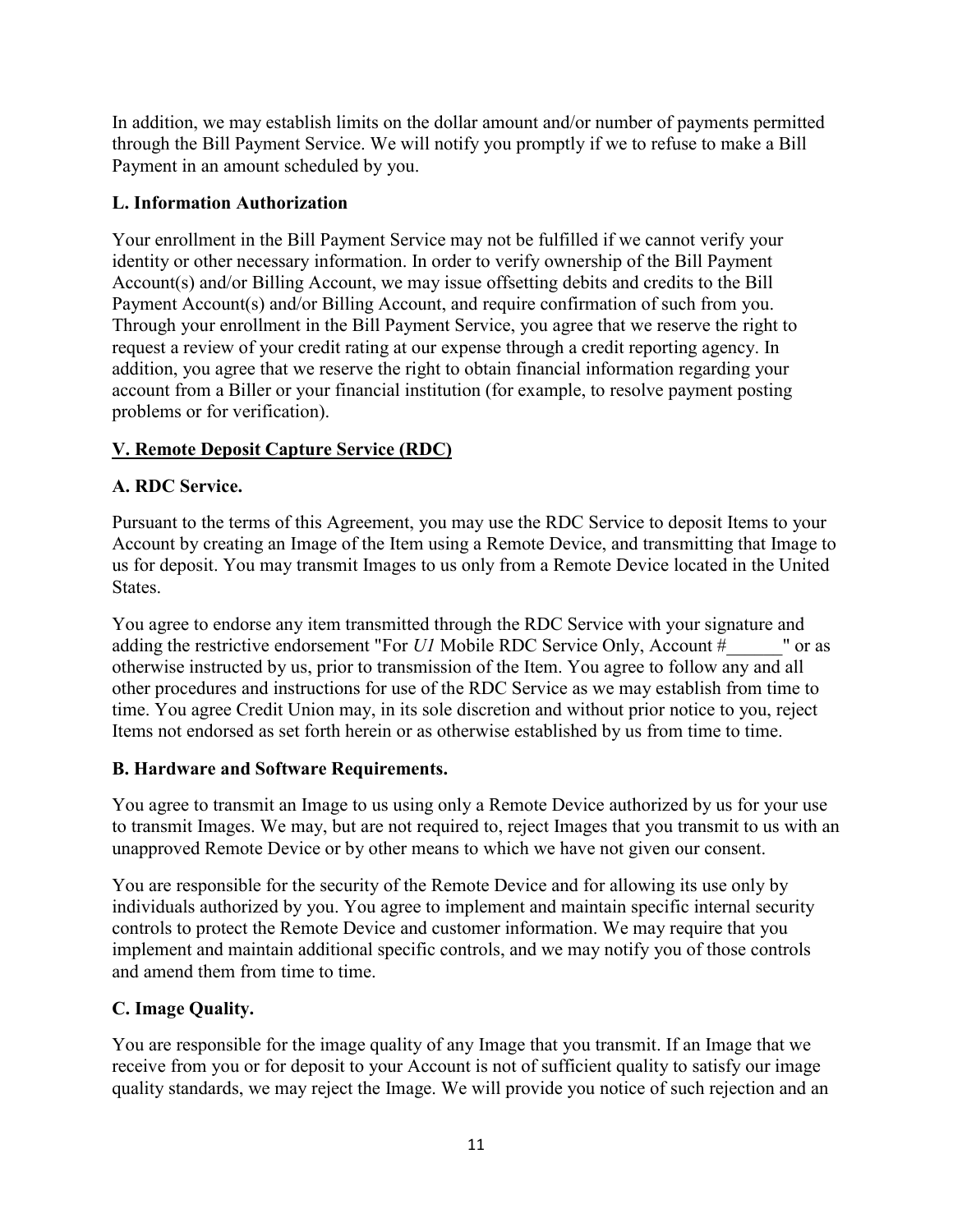In addition, we may establish limits on the dollar amount and/or number of payments permitted through the Bill Payment Service. We will notify you promptly if we to refuse to make a Bill Payment in an amount scheduled by you.

### L. Information Authorization

Your enrollment in the Bill Payment Service may not be fulfilled if we cannot verify your identity or other necessary information. In order to verify ownership of the Bill Payment Account(s) and/or Billing Account, we may issue offsetting debits and credits to the Bill Payment Account(s) and/or Billing Account, and require confirmation of such from you. Through your enrollment in the Bill Payment Service, you agree that we reserve the right to request a review of your credit rating at our expense through a credit reporting agency. In addition, you agree that we reserve the right to obtain financial information regarding your account from a Biller or your financial institution (for example, to resolve payment posting problems or for verification).

## V. Remote Deposit Capture Service (RDC)

### A. RDC Service.

Pursuant to the terms of this Agreement, you may use the RDC Service to deposit Items to your Account by creating an Image of the Item using a Remote Device, and transmitting that Image to us for deposit. You may transmit Images to us only from a Remote Device located in the United States.

You agree to endorse any item transmitted through the RDC Service with your signature and adding the restrictive endorsement "For *U1* Mobile RDC Service Only, Account #______" or as otherwise instructed by us, prior to transmission of the Item. You agree to follow any and all other procedures and instructions for use of the RDC Service as we may establish from time to time. You agree Credit Union may, in its sole discretion and without prior notice to you, reject Items not endorsed as set forth herein or as otherwise established by us from time to time.

### B. Hardware and Software Requirements.

You agree to transmit an Image to us using only a Remote Device authorized by us for your use to transmit Images. We may, but are not required to, reject Images that you transmit to us with an unapproved Remote Device or by other means to which we have not given our consent.

You are responsible for the security of the Remote Device and for allowing its use only by individuals authorized by you. You agree to implement and maintain specific internal security controls to protect the Remote Device and customer information. We may require that you implement and maintain additional specific controls, and we may notify you of those controls and amend them from time to time.

### C. Image Quality.

You are responsible for the image quality of any Image that you transmit. If an Image that we receive from you or for deposit to your Account is not of sufficient quality to satisfy our image quality standards, we may reject the Image. We will provide you notice of such rejection and an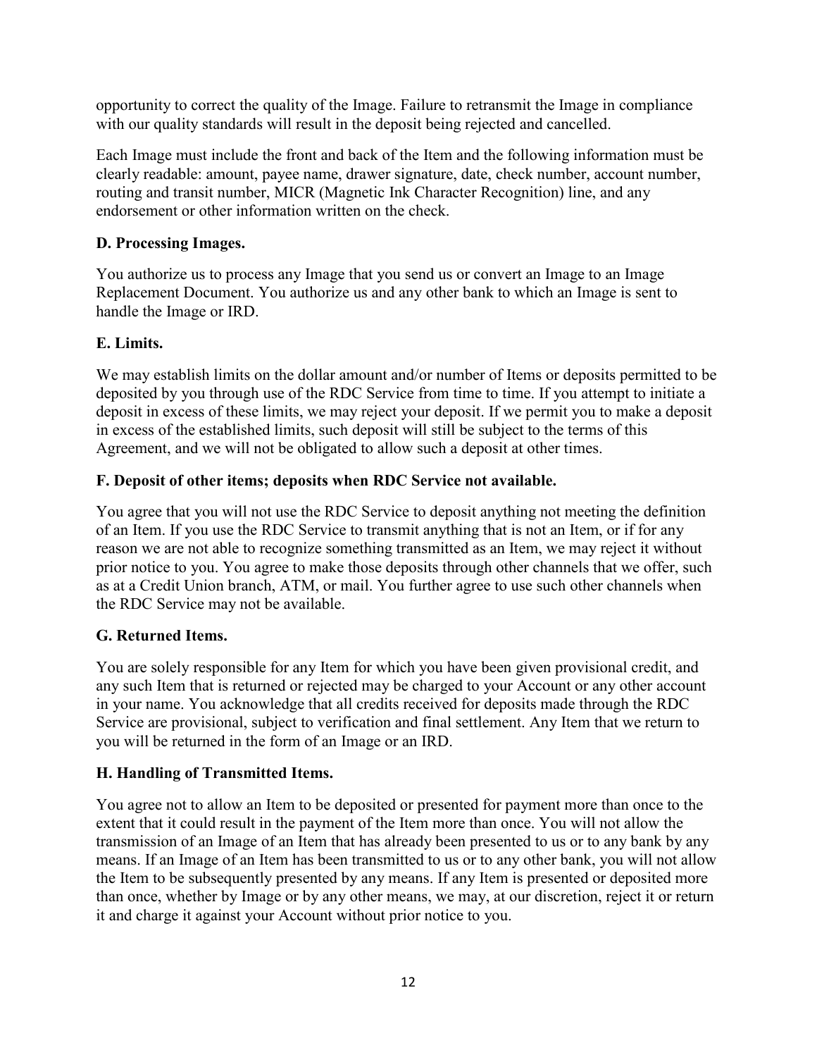opportunity to correct the quality of the Image. Failure to retransmit the Image in compliance with our quality standards will result in the deposit being rejected and cancelled.

Each Image must include the front and back of the Item and the following information must be clearly readable: amount, payee name, drawer signature, date, check number, account number, routing and transit number, MICR (Magnetic Ink Character Recognition) line, and any endorsement or other information written on the check.

**D. Processing Images.**

You authorize us to process any Image that you send us or convert an Image to an Image Replacement Document. You authorize us and any other bank to which an Image is sent to handle the Image or IRD.

**E. Limits.**

We may establish limits on the dollar amount and/or number of Items or deposits permitted to be deposited by you through use of the RDC Service from time to time. If you attempt to initiate a deposit in excess of these limits, we may reject your deposit. If we permit you to make a deposit in excess of the established limits, such deposit will still be subject to the terms of this Agreement, and we will not be obligated to allow such a deposit at other times.

**F. Deposit of other items; deposits when RDC Service not available.**

You agree that you will not use the RDC Service to deposit anything not meeting the definition of an Item. If you use the RDC Service to transmit anything that is not an Item, or if for any reason we are not able to recognize something transmitted as an Item, we may reject it without prior notice to you. You agree to make those deposits through other channels that we offer, such as at a Credit Union branch, ATM, or mail. You further agree to use such other channels when the RDC Service may not be available.

**G. Returned Items.**

You are solely responsible for any Item for which you have been given provisional credit, and any such Item that is returned or rejected may be charged to your Account or any other account in your name. You acknowledge that all credits received for deposits made through the RDC Service are provisional, subject to verification and final settlement. Any Item that we return to you will be returned in the form of an Image or an IRD.

**H. Handling of Transmitted Items.**

You agree not to allow an Item to be deposited or presented for payment more than once to the extent that it could result in the payment of the Item more than once. You will not allow the transmission of an Image of an Item that has already been presented to us or to any bank by any means. If an Image of an Item has been transmitted to us or to any other bank, you will not allow the Item to be subsequently presented by any means. If any Item is presented or deposited more than once, whether by Image or by any other means, we may, at our discretion, reject it or return it and charge it against your Account without prior notice to you.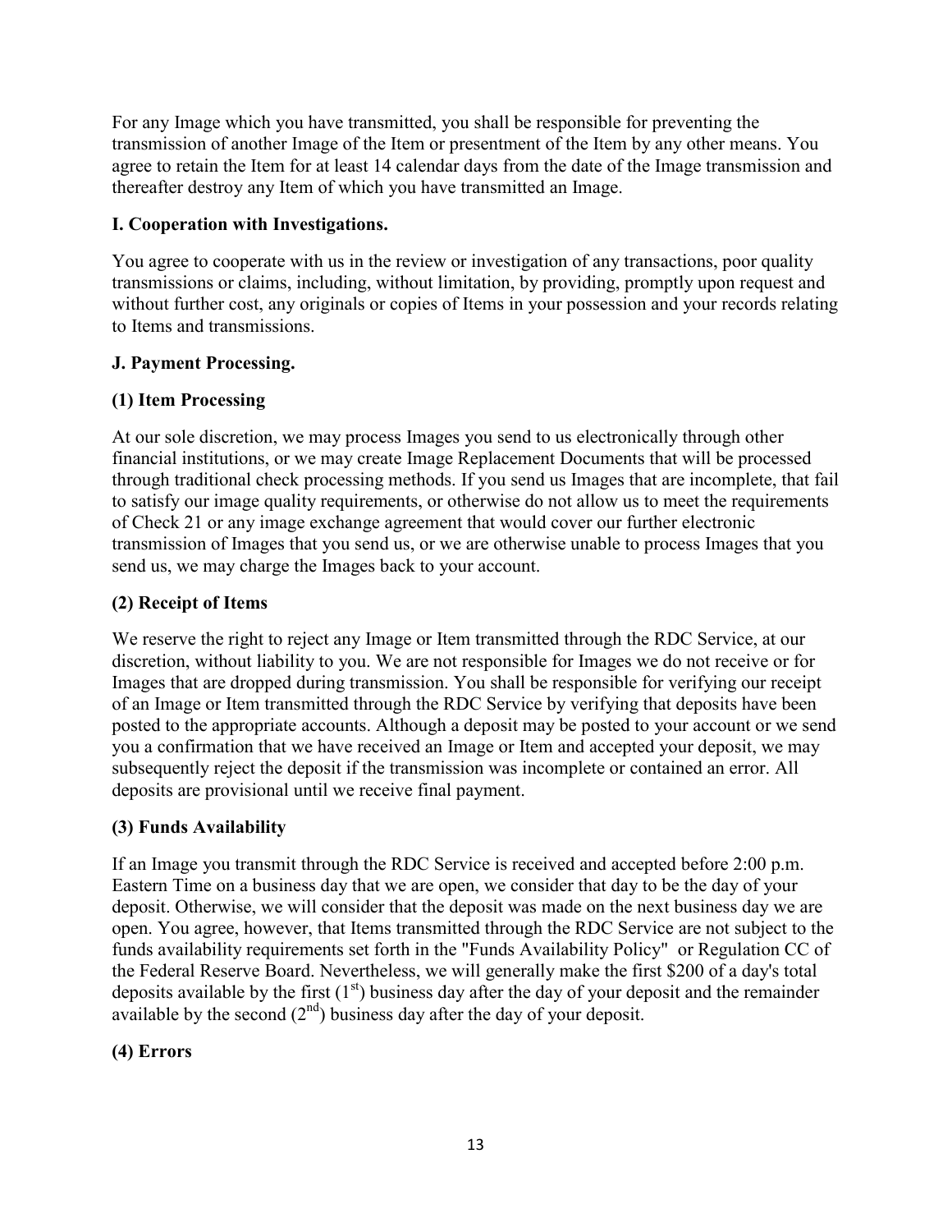For any Image which you have transmitted, you shall be responsible for preventing the transmission of another Image of the Item or presentment of the Item by any other means. You agree to retain the Item for at least 14 calendar days from the date of the Image transmission and thereafter destroy any Item of which you have transmitted an Image.

**I. Cooperation with Investigations.**

You agree to cooperate with us in the review or investigation of any transactions, poor quality transmissions or claims, including, without limitation, by providing, promptly upon request and without further cost, any originals or copies of Items in your possession and your records relating to Items and transmissions.

**J. Payment Processing.**

**(1) Item Processing**

At our sole discretion, we may process Images you send to us electronically through other financial institutions, or we may create Image Replacement Documents that will be processed through traditional check processing methods. If you send us Images that are incomplete, that fail to satisfy our image quality requirements, or otherwise do not allow us to meet the requirements of Check 21 or any image exchange agreement that would cover our further electronic transmission of Images that you send us, or we are otherwise unable to process Images that you send us, we may charge the Images back to your account.

**(2) Receipt of Items**

We reserve the right to reject any Image or Item transmitted through the RDC Service, at our discretion, without liability to you. We are not responsible for Images we do not receive or for Images that are dropped during transmission. You shall be responsible for verifying our receipt of an Image or Item transmitted through the RDC Service by verifying that deposits have been posted to the appropriate accounts. Although a deposit may be posted to your account or we send you a confirmation that we have received an Image or Item and accepted your deposit, we may subsequently reject the deposit if the transmission was incomplete or contained an error. All deposits are provisional until we receive final payment.

**(3) Funds Availability**

If an Image you transmit through the RDC Service is received and accepted before 2:00 p.m. Eastern Time on a business day that we are open, we consider that day to be the day of your deposit. Otherwise, we will consider that the deposit was made on the next business day we are open. You agree, however, that Items transmitted through the RDC Service are not subject to the funds availability requirements set forth in the "Funds Availability Policy" or Regulation CC of the Federal Reserve Board. Nevertheless, we will generally make the first $200 of a day's total deposits available by the first (1st) business day after the day of your deposit and the remainder available by the second (2nd) business day after the day of your deposit.

**(4) Errors**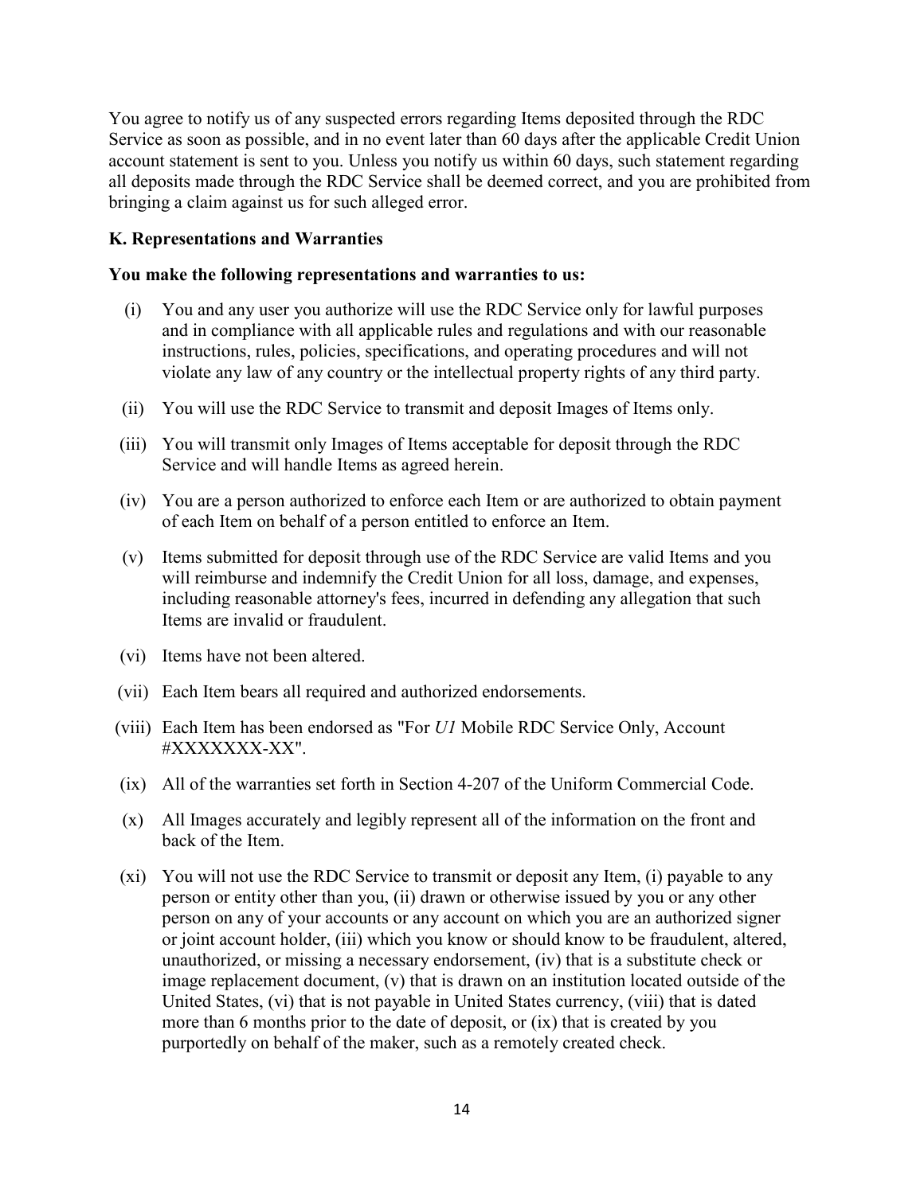You agree to notify us of any suspected errors regarding Items deposited through the RDC Service as soon as possible, and in no event later than 60 days after the applicable Credit Union account statement is sent to you. Unless you notify us within 60 days, such statement regarding all deposits made through the RDC Service shall be deemed correct, and you are prohibited from bringing a claim against us for such alleged error.

**K. Representations and Warranties**

**You make the following representations and warranties to us:**

(i) You and any user you authorize will use the RDC Service only for lawful purposes and in compliance with all applicable rules and regulations and with our reasonable instructions, rules, policies, specifications, and operating procedures and will not violate any law of any country or the intellectual property rights of any third party.

(ii) You will use the RDC Service to transmit and deposit Images of Items only.

(iii) You will transmit only Images of Items acceptable for deposit through the RDC Service and will handle Items as agreed herein.

(iv) You are a person authorized to enforce each Item or are authorized to obtain payment of each Item on behalf of a person entitled to enforce an Item.

(v) Items submitted for deposit through use of the RDC Service are valid Items and you will reimburse and indemnify the Credit Union for all loss, damage, and expenses, including reasonable attorney's fees, incurred in defending any allegation that such Items are invalid or fraudulent.

(vi) Items have not been altered.

(vii) Each Item bears all required and authorized endorsements.

(viii) Each Item has been endorsed as "For *U1* Mobile RDC Service Only, Account #XXXXXXX-XX".

(ix) All of the warranties set forth in Section 4-207 of the Uniform Commercial Code.

(x) All Images accurately and legibly represent all of the information on the front and back of the Item.

(xi) You will not use the RDC Service to transmit or deposit any Item, (i) payable to any person or entity other than you, (ii) drawn or otherwise issued by you or any other person on any of your accounts or any account on which you are an authorized signer or joint account holder, (iii) which you know or should know to be fraudulent, altered, unauthorized, or missing a necessary endorsement, (iv) that is a substitute check or image replacement document, (v) that is drawn on an institution located outside of the United States, (vi) that is not payable in United States currency, (viii) that is dated more than 6 months prior to the date of deposit, or (ix) that is created by you purportedly on behalf of the maker, such as a remotely created check.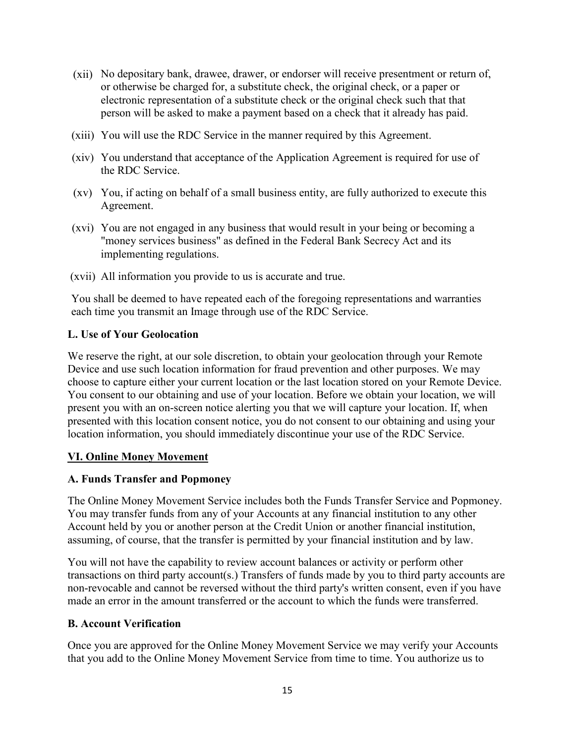(xii) No depositary bank, drawee, drawer, or endorser will receive presentment or return of, or otherwise be charged for, a substitute check, the original check, or a paper or electronic representation of a substitute check or the original check such that that person will be asked to make a payment based on a check that it already has paid.

(xiii) You will use the RDC Service in the manner required by this Agreement.

(xiv) You understand that acceptance of the Application Agreement is required for use of the RDC Service.

(xv) You, if acting on behalf of a small business entity, are fully authorized to execute this Agreement.

(xvi) You are not engaged in any business that would result in your being or becoming a "money services business" as defined in the Federal Bank Secrecy Act and its implementing regulations.

(xvii) All information you provide to us is accurate and true.

You shall be deemed to have repeated each of the foregoing representations and warranties each time you transmit an Image through use of the RDC Service.

**L. Use of Your Geolocation**

We reserve the right, at our sole discretion, to obtain your geolocation through your Remote Device and use such location information for fraud prevention and other purposes. We may choose to capture either your current location or the last location stored on your Remote Device. You consent to our obtaining and use of your location. Before we obtain your location, we will present you with an on-screen notice alerting you that we will capture your location. If, when presented with this location consent notice, you do not consent to our obtaining and using your location information, you should immediately discontinue your use of the RDC Service.

## VI. Online Money Movement

**A. Funds Transfer and Popmoney**

The Online Money Movement Service includes both the Funds Transfer Service and Popmoney. You may transfer funds from any of your Accounts at any financial institution to any other Account held by you or another person at the Credit Union or another financial institution, assuming, of course, that the transfer is permitted by your financial institution and by law.

You will not have the capability to review account balances or activity or perform other transactions on third party account(s.) Transfers of funds made by you to third party accounts are non-revocable and cannot be reversed without the third party's written consent, even if you have made an error in the amount transferred or the account to which the funds were transferred.

**B. Account Verification**

Once you are approved for the Online Money Movement Service we may verify your Accounts that you add to the Online Money Movement Service from time to time. You authorize us to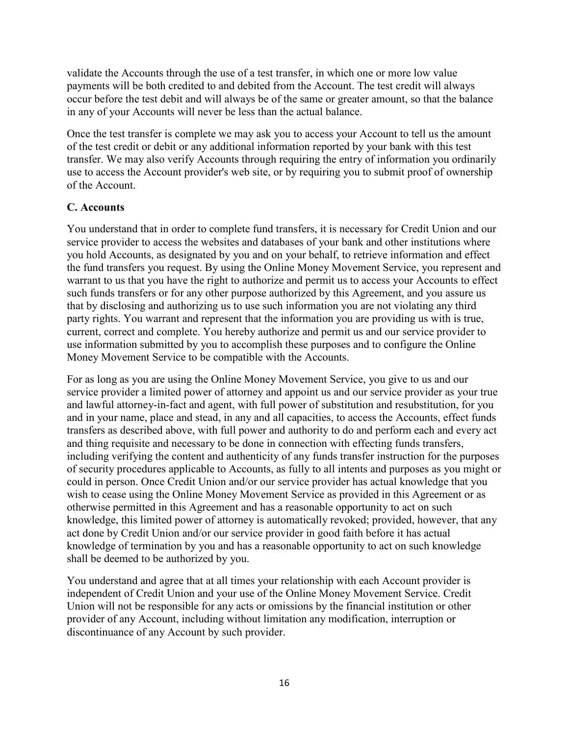validate the Accounts through the use of a test transfer, in which one or more low value payments will be both credited to and debited from the Account. The test credit will always occur before the test debit and will always be of the same or greater amount, so that the balance in any of your Accounts will never be less than the actual balance.

Once the test transfer is complete we may ask you to access your Account to tell us the amount of the test credit or debit or any additional information reported by your bank with this test transfer. We may also verify Accounts through requiring the entry of information you ordinarily use to access the Account provider's web site, or by requiring you to submit proof of ownership of the Account.

**C. Accounts**

You understand that in order to complete fund transfers, it is necessary for Credit Union and our service provider to access the websites and databases of your bank and other institutions where you hold Accounts, as designated by you and on your behalf, to retrieve information and effect the fund transfers you request. By using the Online Money Movement Service, you represent and warrant to us that you have the right to authorize and permit us to access your Accounts to effect such funds transfers or for any other purpose authorized by this Agreement, and you assure us that by disclosing and authorizing us to use such information you are not violating any third party rights. You warrant and represent that the information you are providing us with is true, current, correct and complete. You hereby authorize and permit us and our service provider to use information submitted by you to accomplish these purposes and to configure the Online Money Movement Service to be compatible with the Accounts.

For as long as you are using the Online Money Movement Service, you give to us and our service provider a limited power of attorney and appoint us and our service provider as your true and lawful attorney-in-fact and agent, with full power of substitution and resubstitution, for you and in your name, place and stead, in any and all capacities, to access the Accounts, effect funds transfers as described above, with full power and authority to do and perform each and every act and thing requisite and necessary to be done in connection with effecting funds transfers, including verifying the content and authenticity of any funds transfer instruction for the purposes of security procedures applicable to Accounts, as fully to all intents and purposes as you might or could in person. Once Credit Union and/or our service provider has actual knowledge that you wish to cease using the Online Money Movement Service as provided in this Agreement or as otherwise permitted in this Agreement and has a reasonable opportunity to act on such knowledge, this limited power of attorney is automatically revoked; provided, however, that any act done by Credit Union and/or our service provider in good faith before it has actual knowledge of termination by you and has a reasonable opportunity to act on such knowledge shall be deemed to be authorized by you.

You understand and agree that at all times your relationship with each Account provider is independent of Credit Union and your use of the Online Money Movement Service. Credit Union will not be responsible for any acts or omissions by the financial institution or other provider of any Account, including without limitation any modification, interruption or discontinuance of any Account by such provider.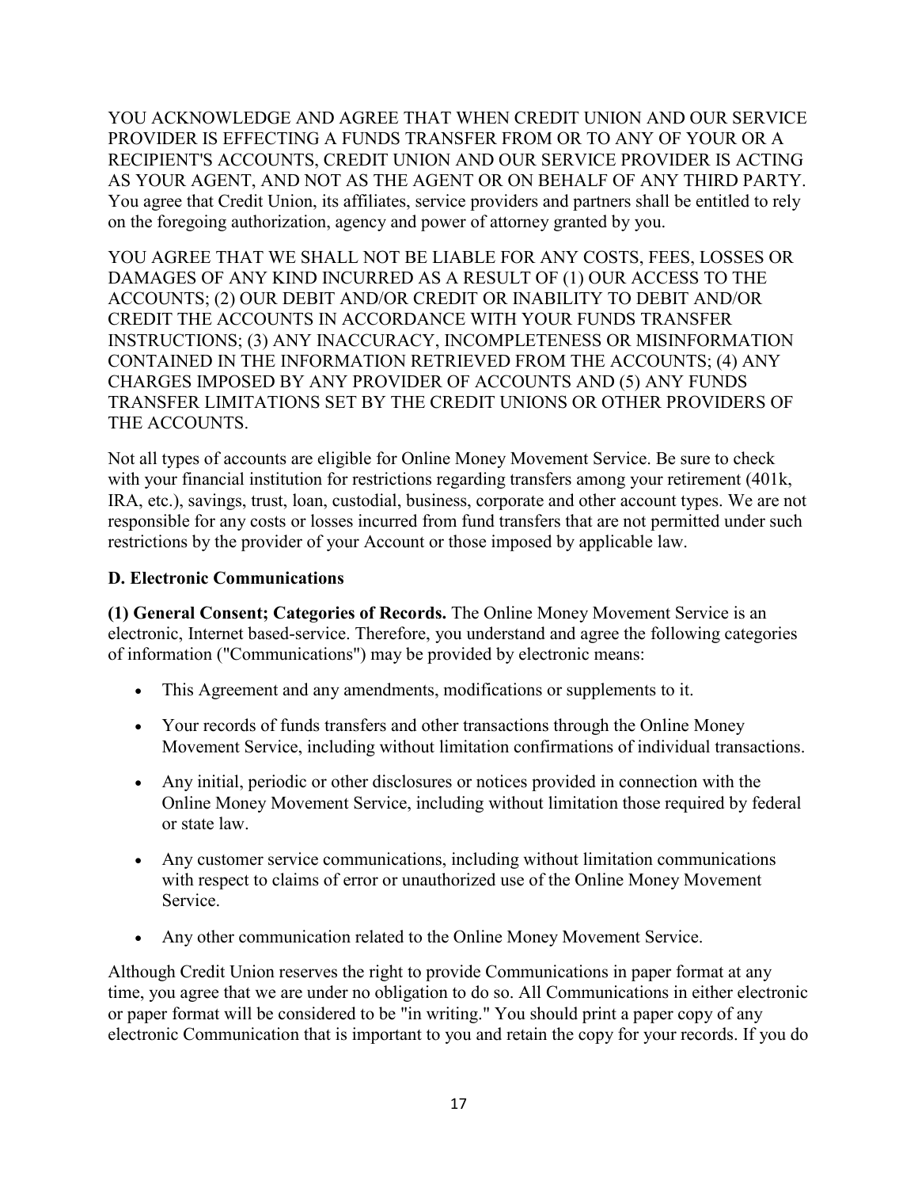YOU ACKNOWLEDGE AND AGREE THAT WHEN CREDIT UNION AND OUR SERVICE PROVIDER IS EFFECTING A FUNDS TRANSFER FROM OR TO ANY OF YOUR OR A RECIPIENT'S ACCOUNTS, CREDIT UNION AND OUR SERVICE PROVIDER IS ACTING AS YOUR AGENT, AND NOT AS THE AGENT OR ON BEHALF OF ANY THIRD PARTY. You agree that Credit Union, its affiliates, service providers and partners shall be entitled to rely on the foregoing authorization, agency and power of attorney granted by you.

YOU AGREE THAT WE SHALL NOT BE LIABLE FOR ANY COSTS, FEES, LOSSES OR DAMAGES OF ANY KIND INCURRED AS A RESULT OF (1) OUR ACCESS TO THE ACCOUNTS; (2) OUR DEBIT AND/OR CREDIT OR INABILITY TO DEBIT AND/OR CREDIT THE ACCOUNTS IN ACCORDANCE WITH YOUR FUNDS TRANSFER INSTRUCTIONS; (3) ANY INACCURACY, INCOMPLETENESS OR MISINFORMATION CONTAINED IN THE INFORMATION RETRIEVED FROM THE ACCOUNTS; (4) ANY CHARGES IMPOSED BY ANY PROVIDER OF ACCOUNTS AND (5) ANY FUNDS TRANSFER LIMITATIONS SET BY THE CREDIT UNIONS OR OTHER PROVIDERS OF THE ACCOUNTS.

Not all types of accounts are eligible for Online Money Movement Service. Be sure to check with your financial institution for restrictions regarding transfers among your retirement (401k, IRA, etc.), savings, trust, loan, custodial, business, corporate and other account types. We are not responsible for any costs or losses incurred from fund transfers that are not permitted under such restrictions by the provider of your Account or those imposed by applicable law.

**D. Electronic Communications**

**(1) General Consent; Categories of Records.** The Online Money Movement Service is an electronic, Internet based-service. Therefore, you understand and agree the following categories of information ("Communications") may be provided by electronic means:

- This Agreement and any amendments, modifications or supplements to it.
- Your records of funds transfers and other transactions through the Online Money Movement Service, including without limitation confirmations of individual transactions.
- Any initial, periodic or other disclosures or notices provided in connection with the Online Money Movement Service, including without limitation those required by federal or state law.
- Any customer service communications, including without limitation communications with respect to claims of error or unauthorized use of the Online Money Movement Service.
- Any other communication related to the Online Money Movement Service.

Although Credit Union reserves the right to provide Communications in paper format at any time, you agree that we are under no obligation to do so. All Communications in either electronic or paper format will be considered to be "in writing." You should print a paper copy of any electronic Communication that is important to you and retain the copy for your records. If you do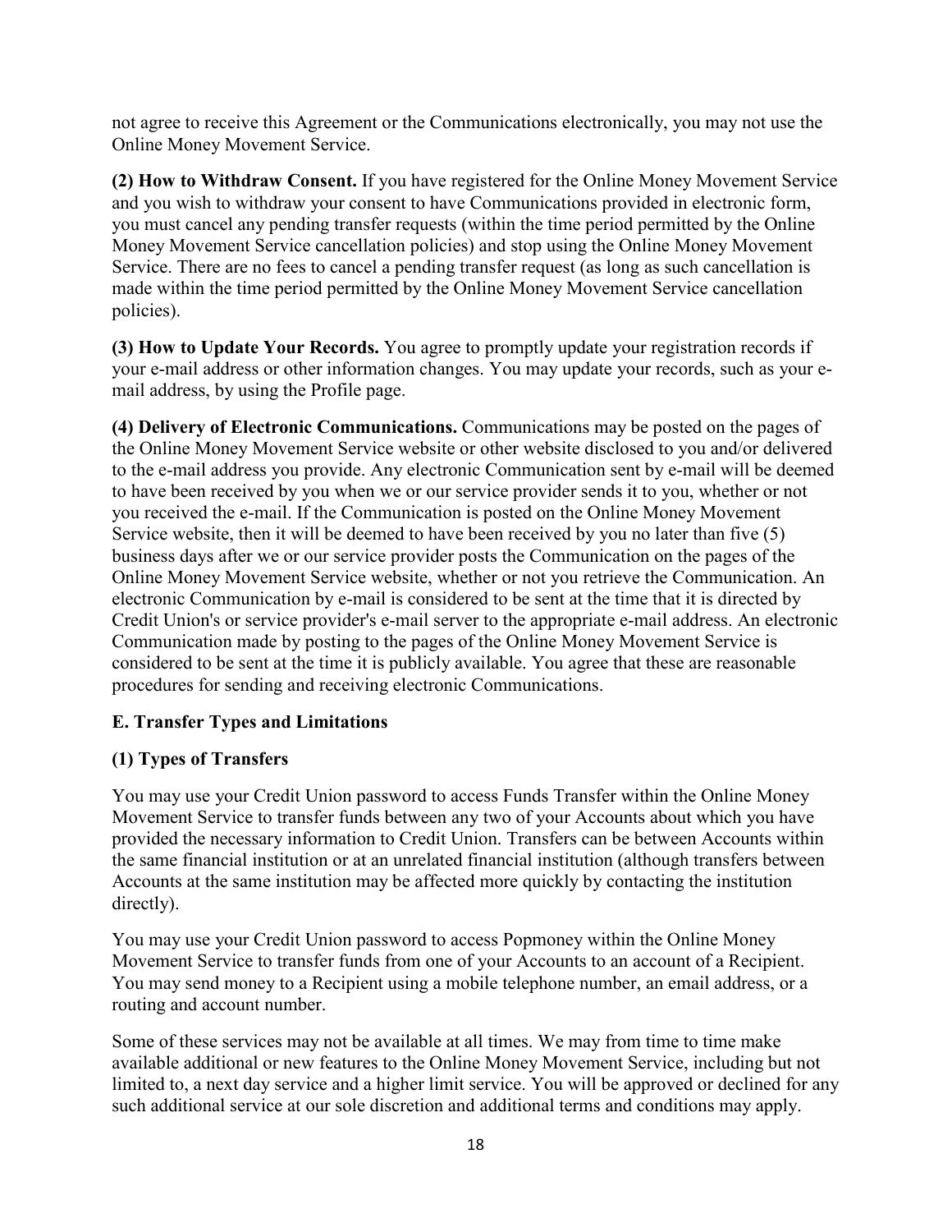not agree to receive this Agreement or the Communications electronically, you may not use the Online Money Movement Service.

**(2) How to Withdraw Consent.** If you have registered for the Online Money Movement Service and you wish to withdraw your consent to have Communications provided in electronic form, you must cancel any pending transfer requests (within the time period permitted by the Online Money Movement Service cancellation policies) and stop using the Online Money Movement Service. There are no fees to cancel a pending transfer request (as long as such cancellation is made within the time period permitted by the Online Money Movement Service cancellation policies).

**(3) How to Update Your Records.** You agree to promptly update your registration records if your e-mail address or other information changes. You may update your records, such as your e-mail address, by using the Profile page.

**(4) Delivery of Electronic Communications.** Communications may be posted on the pages of the Online Money Movement Service website or other website disclosed to you and/or delivered to the e-mail address you provide. Any electronic Communication sent by e-mail will be deemed to have been received by you when we or our service provider sends it to you, whether or not you received the e-mail. If the Communication is posted on the Online Money Movement Service website, then it will be deemed to have been received by you no later than five (5) business days after we or our service provider posts the Communication on the pages of the Online Money Movement Service website, whether or not you retrieve the Communication. An electronic Communication by e-mail is considered to be sent at the time that it is directed by Credit Union's or service provider's e-mail server to the appropriate e-mail address. An electronic Communication made by posting to the pages of the Online Money Movement Service is considered to be sent at the time it is publicly available. You agree that these are reasonable procedures for sending and receiving electronic Communications.

### E. Transfer Types and Limitations

#### (1) Types of Transfers

You may use your Credit Union password to access Funds Transfer within the Online Money Movement Service to transfer funds between any two of your Accounts about which you have provided the necessary information to Credit Union. Transfers can be between Accounts within the same financial institution or at an unrelated financial institution (although transfers between Accounts at the same institution may be affected more quickly by contacting the institution directly).

You may use your Credit Union password to access Popmoney within the Online Money Movement Service to transfer funds from one of your Accounts to an account of a Recipient. You may send money to a Recipient using a mobile telephone number, an email address, or a routing and account number.

Some of these services may not be available at all times. We may from time to time make available additional or new features to the Online Money Movement Service, including but not limited to, a next day service and a higher limit service. You will be approved or declined for any such additional service at our sole discretion and additional terms and conditions may apply.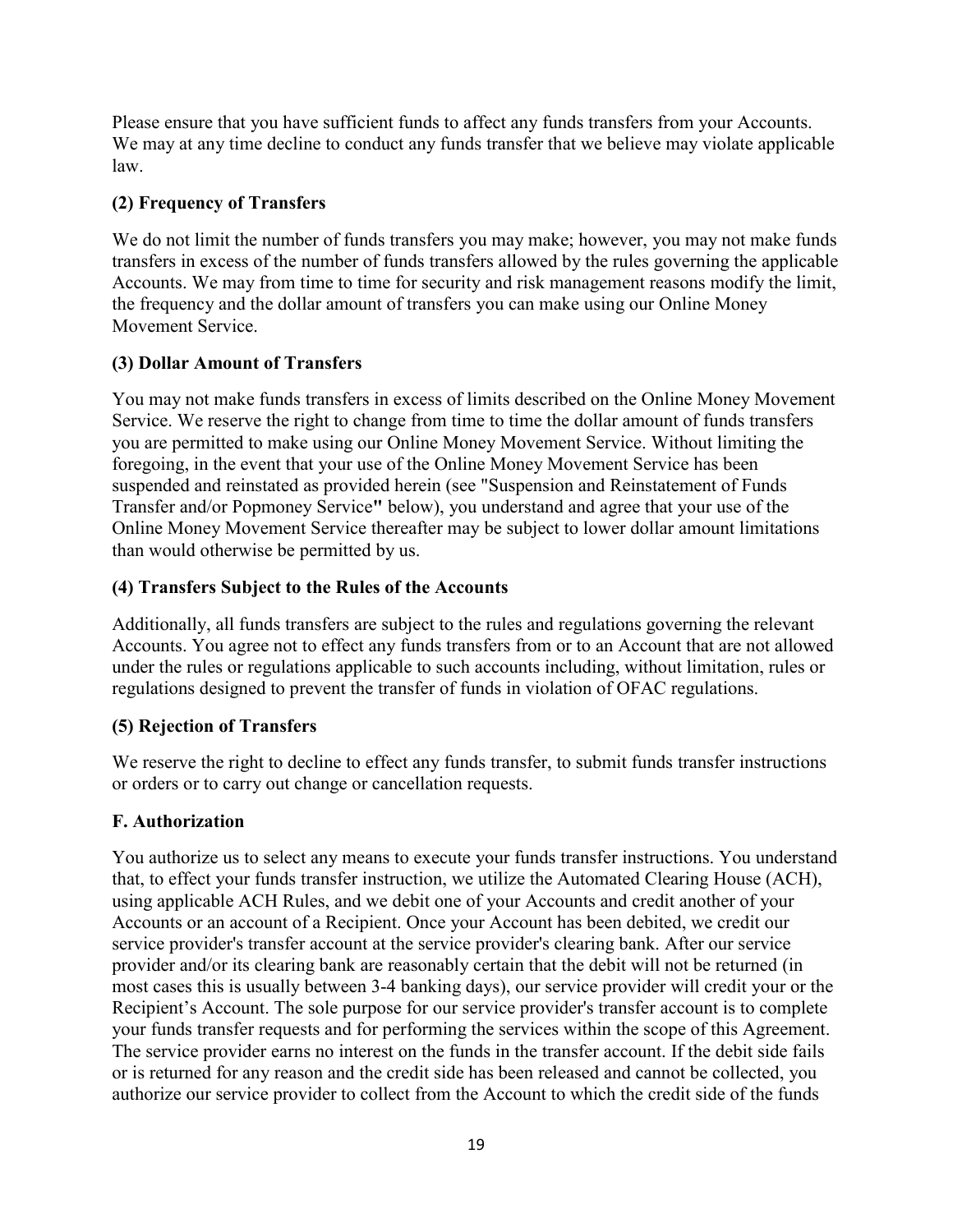Please ensure that you have sufficient funds to affect any funds transfers from your Accounts. We may at any time decline to conduct any funds transfer that we believe may violate applicable law.

### (2) Frequency of Transfers

We do not limit the number of funds transfers you may make; however, you may not make funds transfers in excess of the number of funds transfers allowed by the rules governing the applicable Accounts. We may from time to time for security and risk management reasons modify the limit, the frequency and the dollar amount of transfers you can make using our Online Money Movement Service.

### (3) Dollar Amount of Transfers

You may not make funds transfers in excess of limits described on the Online Money Movement Service. We reserve the right to change from time to time the dollar amount of funds transfers you are permitted to make using our Online Money Movement Service. Without limiting the foregoing, in the event that your use of the Online Money Movement Service has been suspended and reinstated as provided herein (see "Suspension and Reinstatement of Funds Transfer and/or Popmoney Service**"** below), you understand and agree that your use of the Online Money Movement Service thereafter may be subject to lower dollar amount limitations than would otherwise be permitted by us.

### (4) Transfers Subject to the Rules of the Accounts

Additionally, all funds transfers are subject to the rules and regulations governing the relevant Accounts. You agree not to effect any funds transfers from or to an Account that are not allowed under the rules or regulations applicable to such accounts including, without limitation, rules or regulations designed to prevent the transfer of funds in violation of OFAC regulations.

### (5) Rejection of Transfers

We reserve the right to decline to effect any funds transfer, to submit funds transfer instructions or orders or to carry out change or cancellation requests.

## F. Authorization

You authorize us to select any means to execute your funds transfer instructions. You understand that, to effect your funds transfer instruction, we utilize the Automated Clearing House (ACH), using applicable ACH Rules, and we debit one of your Accounts and credit another of your Accounts or an account of a Recipient. Once your Account has been debited, we credit our service provider's transfer account at the service provider's clearing bank. After our service provider and/or its clearing bank are reasonably certain that the debit will not be returned (in most cases this is usually between 3-4 banking days), our service provider will credit your or the Recipient's Account. The sole purpose for our service provider's transfer account is to complete your funds transfer requests and for performing the services within the scope of this Agreement. The service provider earns no interest on the funds in the transfer account. If the debit side fails or is returned for any reason and the credit side has been released and cannot be collected, you authorize our service provider to collect from the Account to which the credit side of the funds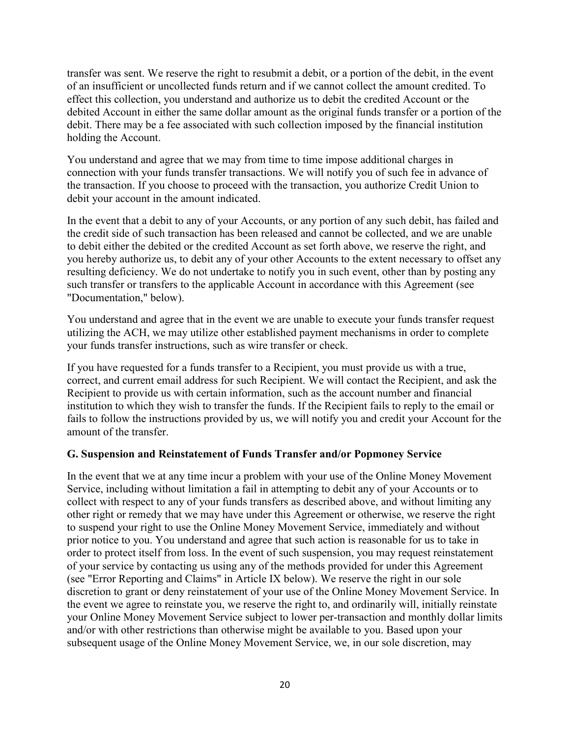transfer was sent. We reserve the right to resubmit a debit, or a portion of the debit, in the event of an insufficient or uncollected funds return and if we cannot collect the amount credited. To effect this collection, you understand and authorize us to debit the credited Account or the debited Account in either the same dollar amount as the original funds transfer or a portion of the debit. There may be a fee associated with such collection imposed by the financial institution holding the Account.

You understand and agree that we may from time to time impose additional charges in connection with your funds transfer transactions. We will notify you of such fee in advance of the transaction. If you choose to proceed with the transaction, you authorize Credit Union to debit your account in the amount indicated.

In the event that a debit to any of your Accounts, or any portion of any such debit, has failed and the credit side of such transaction has been released and cannot be collected, and we are unable to debit either the debited or the credited Account as set forth above, we reserve the right, and you hereby authorize us, to debit any of your other Accounts to the extent necessary to offset any resulting deficiency. We do not undertake to notify you in such event, other than by posting any such transfer or transfers to the applicable Account in accordance with this Agreement (see "Documentation," below).

You understand and agree that in the event we are unable to execute your funds transfer request utilizing the ACH, we may utilize other established payment mechanisms in order to complete your funds transfer instructions, such as wire transfer or check.

If you have requested for a funds transfer to a Recipient, you must provide us with a true, correct, and current email address for such Recipient. We will contact the Recipient, and ask the Recipient to provide us with certain information, such as the account number and financial institution to which they wish to transfer the funds. If the Recipient fails to reply to the email or fails to follow the instructions provided by us, we will notify you and credit your Account for the amount of the transfer.

### G. Suspension and Reinstatement of Funds Transfer and/or Popmoney Service

In the event that we at any time incur a problem with your use of the Online Money Movement Service, including without limitation a fail in attempting to debit any of your Accounts or to collect with respect to any of your funds transfers as described above, and without limiting any other right or remedy that we may have under this Agreement or otherwise, we reserve the right to suspend your right to use the Online Money Movement Service, immediately and without prior notice to you. You understand and agree that such action is reasonable for us to take in order to protect itself from loss. In the event of such suspension, you may request reinstatement of your service by contacting us using any of the methods provided for under this Agreement (see "Error Reporting and Claims" in Article IX below). We reserve the right in our sole discretion to grant or deny reinstatement of your use of the Online Money Movement Service. In the event we agree to reinstate you, we reserve the right to, and ordinarily will, initially reinstate your Online Money Movement Service subject to lower per-transaction and monthly dollar limits and/or with other restrictions than otherwise might be available to you. Based upon your subsequent usage of the Online Money Movement Service, we, in our sole discretion, may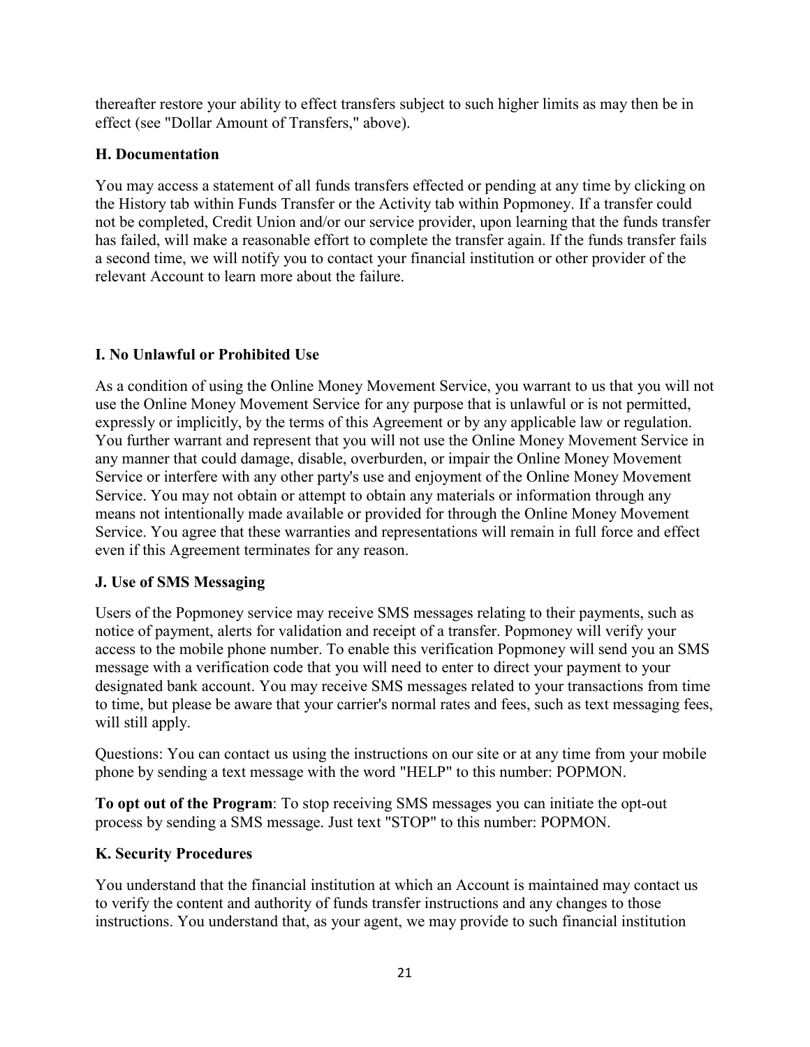thereafter restore your ability to effect transfers subject to such higher limits as may then be in effect (see "Dollar Amount of Transfers," above).

### H. Documentation

You may access a statement of all funds transfers effected or pending at any time by clicking on the History tab within Funds Transfer or the Activity tab within Popmoney. If a transfer could not be completed, Credit Union and/or our service provider, upon learning that the funds transfer has failed, will make a reasonable effort to complete the transfer again. If the funds transfer fails a second time, we will notify you to contact your financial institution or other provider of the relevant Account to learn more about the failure.

### I. No Unlawful or Prohibited Use

As a condition of using the Online Money Movement Service, you warrant to us that you will not use the Online Money Movement Service for any purpose that is unlawful or is not permitted, expressly or implicitly, by the terms of this Agreement or by any applicable law or regulation. You further warrant and represent that you will not use the Online Money Movement Service in any manner that could damage, disable, overburden, or impair the Online Money Movement Service or interfere with any other party's use and enjoyment of the Online Money Movement Service. You may not obtain or attempt to obtain any materials or information through any means not intentionally made available or provided for through the Online Money Movement Service. You agree that these warranties and representations will remain in full force and effect even if this Agreement terminates for any reason.

### J. Use of SMS Messaging

Users of the Popmoney service may receive SMS messages relating to their payments, such as notice of payment, alerts for validation and receipt of a transfer. Popmoney will verify your access to the mobile phone number. To enable this verification Popmoney will send you an SMS message with a verification code that you will need to enter to direct your payment to your designated bank account. You may receive SMS messages related to your transactions from time to time, but please be aware that your carrier's normal rates and fees, such as text messaging fees, will still apply.

Questions: You can contact us using the instructions on our site or at any time from your mobile phone by sending a text message with the word "HELP" to this number: POPMON.

**To opt out of the Program**: To stop receiving SMS messages you can initiate the opt-out process by sending a SMS message. Just text "STOP" to this number: POPMON.

### K. Security Procedures

You understand that the financial institution at which an Account is maintained may contact us to verify the content and authority of funds transfer instructions and any changes to those instructions. You understand that, as your agent, we may provide to such financial institution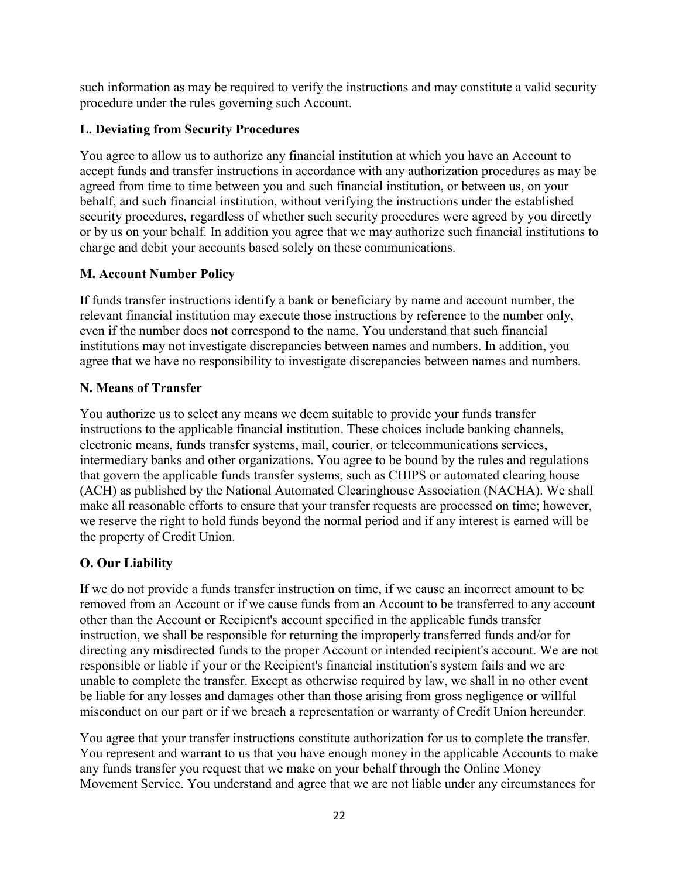such information as may be required to verify the instructions and may constitute a valid security procedure under the rules governing such Account.

### L. Deviating from Security Procedures

You agree to allow us to authorize any financial institution at which you have an Account to accept funds and transfer instructions in accordance with any authorization procedures as may be agreed from time to time between you and such financial institution, or between us, on your behalf, and such financial institution, without verifying the instructions under the established security procedures, regardless of whether such security procedures were agreed by you directly or by us on your behalf. In addition you agree that we may authorize such financial institutions to charge and debit your accounts based solely on these communications.

### M. Account Number Policy

If funds transfer instructions identify a bank or beneficiary by name and account number, the relevant financial institution may execute those instructions by reference to the number only, even if the number does not correspond to the name. You understand that such financial institutions may not investigate discrepancies between names and numbers. In addition, you agree that we have no responsibility to investigate discrepancies between names and numbers.

### N. Means of Transfer

You authorize us to select any means we deem suitable to provide your funds transfer instructions to the applicable financial institution. These choices include banking channels, electronic means, funds transfer systems, mail, courier, or telecommunications services, intermediary banks and other organizations. You agree to be bound by the rules and regulations that govern the applicable funds transfer systems, such as CHIPS or automated clearing house (ACH) as published by the National Automated Clearinghouse Association (NACHA). We shall make all reasonable efforts to ensure that your transfer requests are processed on time; however, we reserve the right to hold funds beyond the normal period and if any interest is earned will be the property of Credit Union.

### O. Our Liability

If we do not provide a funds transfer instruction on time, if we cause an incorrect amount to be removed from an Account or if we cause funds from an Account to be transferred to any account other than the Account or Recipient's account specified in the applicable funds transfer instruction, we shall be responsible for returning the improperly transferred funds and/or for directing any misdirected funds to the proper Account or intended recipient's account. We are not responsible or liable if your or the Recipient's financial institution's system fails and we are unable to complete the transfer. Except as otherwise required by law, we shall in no other event be liable for any losses and damages other than those arising from gross negligence or willful misconduct on our part or if we breach a representation or warranty of Credit Union hereunder.

You agree that your transfer instructions constitute authorization for us to complete the transfer. You represent and warrant to us that you have enough money in the applicable Accounts to make any funds transfer you request that we make on your behalf through the Online Money Movement Service. You understand and agree that we are not liable under any circumstances for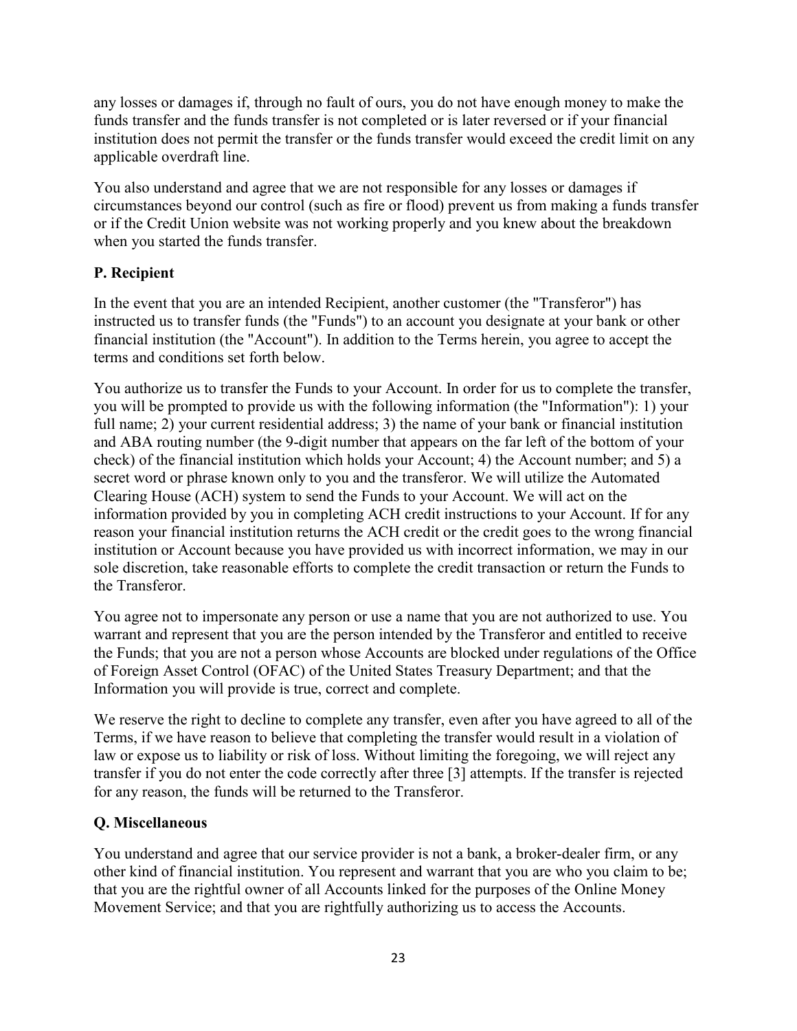any losses or damages if, through no fault of ours, you do not have enough money to make the funds transfer and the funds transfer is not completed or is later reversed or if your financial institution does not permit the transfer or the funds transfer would exceed the credit limit on any applicable overdraft line.

You also understand and agree that we are not responsible for any losses or damages if circumstances beyond our control (such as fire or flood) prevent us from making a funds transfer or if the Credit Union website was not working properly and you knew about the breakdown when you started the funds transfer.

### P. Recipient

In the event that you are an intended Recipient, another customer (the "Transferor") has instructed us to transfer funds (the "Funds") to an account you designate at your bank or other financial institution (the "Account"). In addition to the Terms herein, you agree to accept the terms and conditions set forth below.

You authorize us to transfer the Funds to your Account. In order for us to complete the transfer, you will be prompted to provide us with the following information (the "Information"): 1) your full name; 2) your current residential address; 3) the name of your bank or financial institution and ABA routing number (the 9-digit number that appears on the far left of the bottom of your check) of the financial institution which holds your Account; 4) the Account number; and 5) a secret word or phrase known only to you and the transferor. We will utilize the Automated Clearing House (ACH) system to send the Funds to your Account. We will act on the information provided by you in completing ACH credit instructions to your Account. If for any reason your financial institution returns the ACH credit or the credit goes to the wrong financial institution or Account because you have provided us with incorrect information, we may in our sole discretion, take reasonable efforts to complete the credit transaction or return the Funds to the Transferor.

You agree not to impersonate any person or use a name that you are not authorized to use. You warrant and represent that you are the person intended by the Transferor and entitled to receive the Funds; that you are not a person whose Accounts are blocked under regulations of the Office of Foreign Asset Control (OFAC) of the United States Treasury Department; and that the Information you will provide is true, correct and complete.

We reserve the right to decline to complete any transfer, even after you have agreed to all of the Terms, if we have reason to believe that completing the transfer would result in a violation of law or expose us to liability or risk of loss. Without limiting the foregoing, we will reject any transfer if you do not enter the code correctly after three [3] attempts. If the transfer is rejected for any reason, the funds will be returned to the Transferor.

### Q. Miscellaneous

You understand and agree that our service provider is not a bank, a broker-dealer firm, or any other kind of financial institution. You represent and warrant that you are who you claim to be; that you are the rightful owner of all Accounts linked for the purposes of the Online Money Movement Service; and that you are rightfully authorizing us to access the Accounts.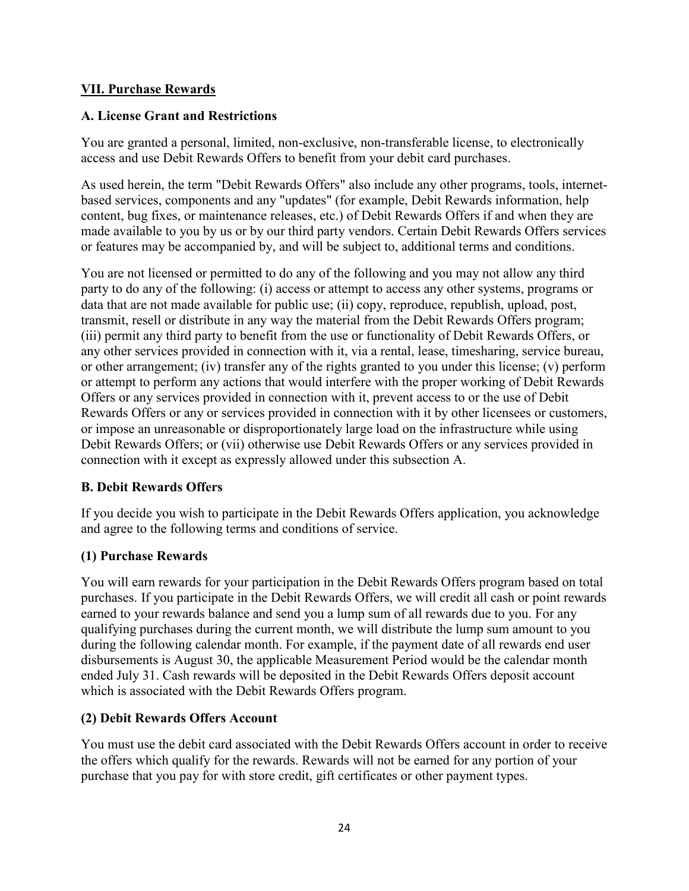## VII. Purchase Rewards

### A. License Grant and Restrictions

You are granted a personal, limited, non-exclusive, non-transferable license, to electronically access and use Debit Rewards Offers to benefit from your debit card purchases.

As used herein, the term "Debit Rewards Offers" also include any other programs, tools, internet-based services, components and any "updates" (for example, Debit Rewards information, help content, bug fixes, or maintenance releases, etc.) of Debit Rewards Offers if and when they are made available to you by us or by our third party vendors. Certain Debit Rewards Offers services or features may be accompanied by, and will be subject to, additional terms and conditions.

You are not licensed or permitted to do any of the following and you may not allow any third party to do any of the following: (i) access or attempt to access any other systems, programs or data that are not made available for public use; (ii) copy, reproduce, republish, upload, post, transmit, resell or distribute in any way the material from the Debit Rewards Offers program; (iii) permit any third party to benefit from the use or functionality of Debit Rewards Offers, or any other services provided in connection with it, via a rental, lease, timesharing, service bureau, or other arrangement; (iv) transfer any of the rights granted to you under this license; (v) perform or attempt to perform any actions that would interfere with the proper working of Debit Rewards Offers or any services provided in connection with it, prevent access to or the use of Debit Rewards Offers or any or services provided in connection with it by other licensees or customers, or impose an unreasonable or disproportionately large load on the infrastructure while using Debit Rewards Offers; or (vii) otherwise use Debit Rewards Offers or any services provided in connection with it except as expressly allowed under this subsection A.

### B. Debit Rewards Offers

If you decide you wish to participate in the Debit Rewards Offers application, you acknowledge and agree to the following terms and conditions of service.

#### (1) Purchase Rewards

You will earn rewards for your participation in the Debit Rewards Offers program based on total purchases. If you participate in the Debit Rewards Offers, we will credit all cash or point rewards earned to your rewards balance and send you a lump sum of all rewards due to you. For any qualifying purchases during the current month, we will distribute the lump sum amount to you during the following calendar month. For example, if the payment date of all rewards end user disbursements is August 30, the applicable Measurement Period would be the calendar month ended July 31. Cash rewards will be deposited in the Debit Rewards Offers deposit account which is associated with the Debit Rewards Offers program.

#### (2) Debit Rewards Offers Account

You must use the debit card associated with the Debit Rewards Offers account in order to receive the offers which qualify for the rewards. Rewards will not be earned for any portion of your purchase that you pay for with store credit, gift certificates or other payment types.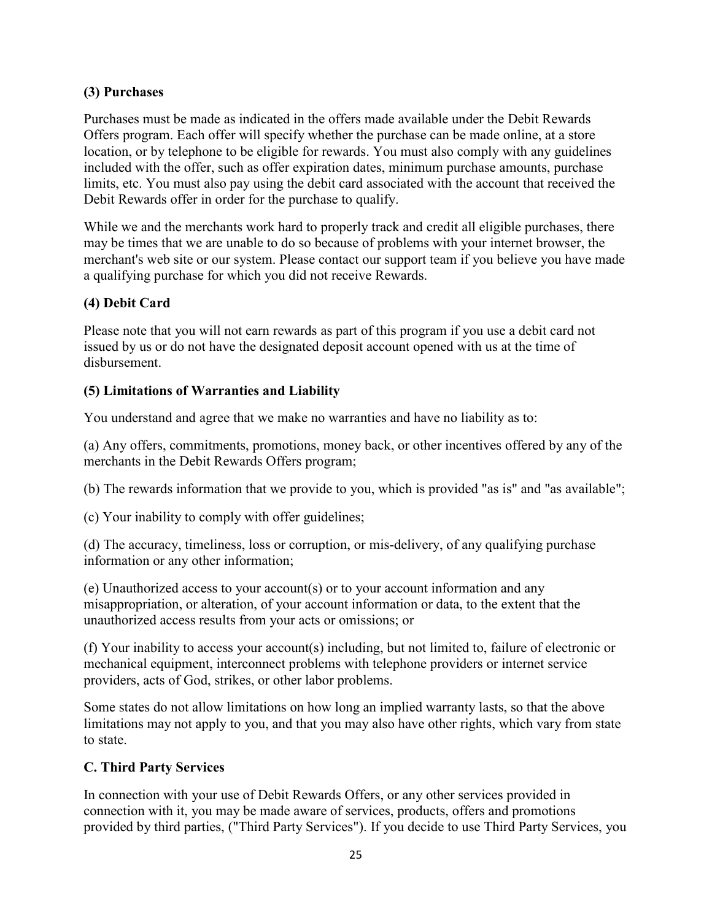**(3) Purchases**

Purchases must be made as indicated in the offers made available under the Debit Rewards Offers program. Each offer will specify whether the purchase can be made online, at a store location, or by telephone to be eligible for rewards. You must also comply with any guidelines included with the offer, such as offer expiration dates, minimum purchase amounts, purchase limits, etc. You must also pay using the debit card associated with the account that received the Debit Rewards offer in order for the purchase to qualify.

While we and the merchants work hard to properly track and credit all eligible purchases, there may be times that we are unable to do so because of problems with your internet browser, the merchant's web site or our system. Please contact our support team if you believe you have made a qualifying purchase for which you did not receive Rewards.

**(4) Debit Card**

Please note that you will not earn rewards as part of this program if you use a debit card not issued by us or do not have the designated deposit account opened with us at the time of disbursement.

**(5) Limitations of Warranties and Liability**

You understand and agree that we make no warranties and have no liability as to:

(a) Any offers, commitments, promotions, money back, or other incentives offered by any of the merchants in the Debit Rewards Offers program;

(b) The rewards information that we provide to you, which is provided "as is" and "as available";

(c) Your inability to comply with offer guidelines;

(d) The accuracy, timeliness, loss or corruption, or mis-delivery, of any qualifying purchase information or any other information;

(e) Unauthorized access to your account(s) or to your account information and any misappropriation, or alteration, of your account information or data, to the extent that the unauthorized access results from your acts or omissions; or

(f) Your inability to access your account(s) including, but not limited to, failure of electronic or mechanical equipment, interconnect problems with telephone providers or internet service providers, acts of God, strikes, or other labor problems.

Some states do not allow limitations on how long an implied warranty lasts, so that the above limitations may not apply to you, and that you may also have other rights, which vary from state to state.

**C. Third Party Services**

In connection with your use of Debit Rewards Offers, or any other services provided in connection with it, you may be made aware of services, products, offers and promotions provided by third parties, ("Third Party Services"). If you decide to use Third Party Services, you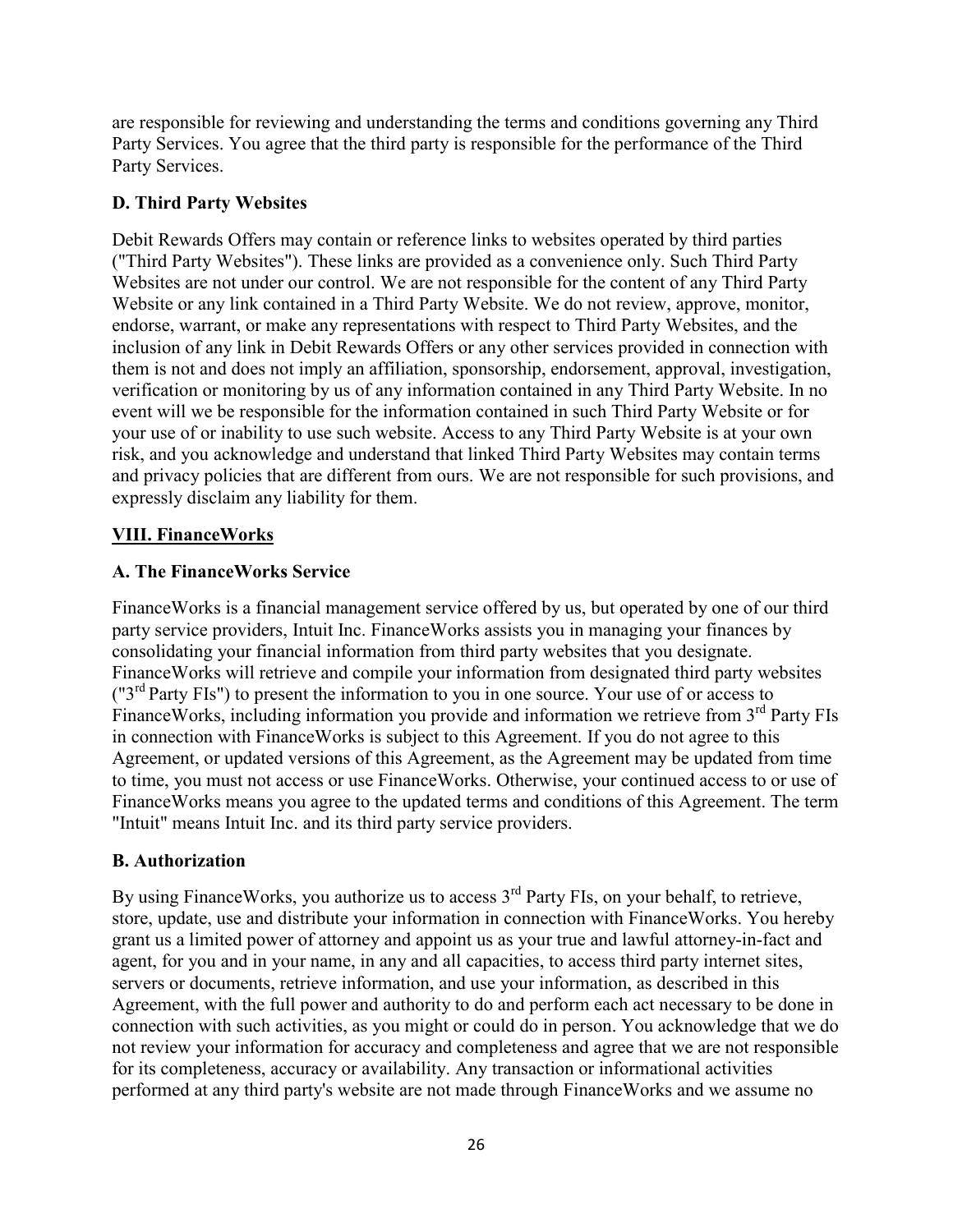are responsible for reviewing and understanding the terms and conditions governing any Third Party Services. You agree that the third party is responsible for the performance of the Third Party Services.

**D. Third Party Websites**

Debit Rewards Offers may contain or reference links to websites operated by third parties ("Third Party Websites"). These links are provided as a convenience only. Such Third Party Websites are not under our control. We are not responsible for the content of any Third Party Website or any link contained in a Third Party Website. We do not review, approve, monitor, endorse, warrant, or make any representations with respect to Third Party Websites, and the inclusion of any link in Debit Rewards Offers or any other services provided in connection with them is not and does not imply an affiliation, sponsorship, endorsement, approval, investigation, verification or monitoring by us of any information contained in any Third Party Website. In no event will we be responsible for the information contained in such Third Party Website or for your use of or inability to use such website. Access to any Third Party Website is at your own risk, and you acknowledge and understand that linked Third Party Websites may contain terms and privacy policies that are different from ours. We are not responsible for such provisions, and expressly disclaim any liability for them.

**VIII. FinanceWorks**

**A. The FinanceWorks Service**

FinanceWorks is a financial management service offered by us, but operated by one of our third party service providers, Intuit Inc. FinanceWorks assists you in managing your finances by consolidating your financial information from third party websites that you designate. FinanceWorks will retrieve and compile your information from designated third party websites ("3rd Party FIs") to present the information to you in one source. Your use of or access to FinanceWorks, including information you provide and information we retrieve from 3rd Party FIs in connection with FinanceWorks is subject to this Agreement. If you do not agree to this Agreement, or updated versions of this Agreement, as the Agreement may be updated from time to time, you must not access or use FinanceWorks. Otherwise, your continued access to or use of FinanceWorks means you agree to the updated terms and conditions of this Agreement. The term "Intuit" means Intuit Inc. and its third party service providers.

**B. Authorization**

By using FinanceWorks, you authorize us to access 3rd Party FIs, on your behalf, to retrieve, store, update, use and distribute your information in connection with FinanceWorks. You hereby grant us a limited power of attorney and appoint us as your true and lawful attorney-in-fact and agent, for you and in your name, in any and all capacities, to access third party internet sites, servers or documents, retrieve information, and use your information, as described in this Agreement, with the full power and authority to do and perform each act necessary to be done in connection with such activities, as you might or could do in person. You acknowledge that we do not review your information for accuracy and completeness and agree that we are not responsible for its completeness, accuracy or availability. Any transaction or informational activities performed at any third party's website are not made through FinanceWorks and we assume no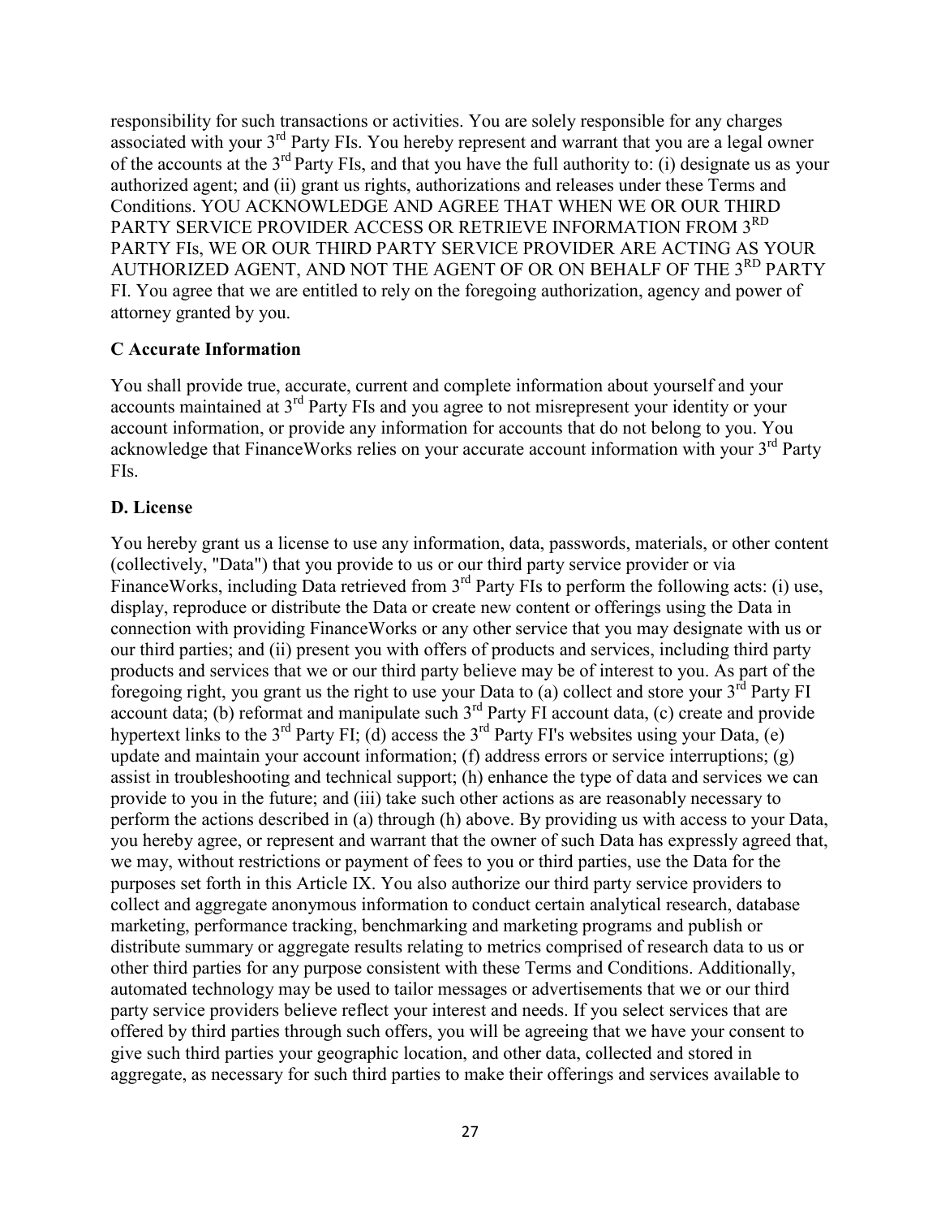responsibility for such transactions or activities. You are solely responsible for any charges associated with your 3rd Party FIs. You hereby represent and warrant that you are a legal owner of the accounts at the 3rd Party FIs, and that you have the full authority to: (i) designate us as your authorized agent; and (ii) grant us rights, authorizations and releases under these Terms and Conditions. YOU ACKNOWLEDGE AND AGREE THAT WHEN WE OR OUR THIRD PARTY SERVICE PROVIDER ACCESS OR RETRIEVE INFORMATION FROM 3RD PARTY FIs, WE OR OUR THIRD PARTY SERVICE PROVIDER ARE ACTING AS YOUR AUTHORIZED AGENT, AND NOT THE AGENT OF OR ON BEHALF OF THE 3RD PARTY FI. You agree that we are entitled to rely on the foregoing authorization, agency and power of attorney granted by you.

**C Accurate Information**

You shall provide true, accurate, current and complete information about yourself and your accounts maintained at 3rd Party FIs and you agree to not misrepresent your identity or your account information, or provide any information for accounts that do not belong to you. You acknowledge that FinanceWorks relies on your accurate account information with your 3rd Party FIs.

**D. License**

You hereby grant us a license to use any information, data, passwords, materials, or other content (collectively, "Data") that you provide to us or our third party service provider or via FinanceWorks, including Data retrieved from 3rd Party FIs to perform the following acts: (i) use, display, reproduce or distribute the Data or create new content or offerings using the Data in connection with providing FinanceWorks or any other service that you may designate with us or our third parties; and (ii) present you with offers of products and services, including third party products and services that we or our third party believe may be of interest to you. As part of the foregoing right, you grant us the right to use your Data to (a) collect and store your 3rd Party FI account data; (b) reformat and manipulate such 3rd Party FI account data, (c) create and provide hypertext links to the 3rd Party FI; (d) access the 3rd Party FI's websites using your Data, (e) update and maintain your account information; (f) address errors or service interruptions; (g) assist in troubleshooting and technical support; (h) enhance the type of data and services we can provide to you in the future; and (iii) take such other actions as are reasonably necessary to perform the actions described in (a) through (h) above. By providing us with access to your Data, you hereby agree, or represent and warrant that the owner of such Data has expressly agreed that, we may, without restrictions or payment of fees to you or third parties, use the Data for the purposes set forth in this Article IX. You also authorize our third party service providers to collect and aggregate anonymous information to conduct certain analytical research, database marketing, performance tracking, benchmarking and marketing programs and publish or distribute summary or aggregate results relating to metrics comprised of research data to us or other third parties for any purpose consistent with these Terms and Conditions. Additionally, automated technology may be used to tailor messages or advertisements that we or our third party service providers believe reflect your interest and needs. If you select services that are offered by third parties through such offers, you will be agreeing that we have your consent to give such third parties your geographic location, and other data, collected and stored in aggregate, as necessary for such third parties to make their offerings and services available to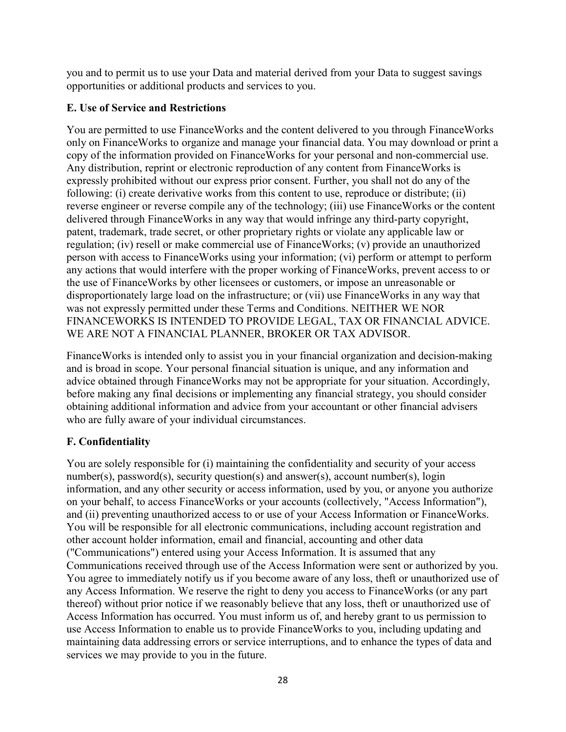you and to permit us to use your Data and material derived from your Data to suggest savings opportunities or additional products and services to you.

**E. Use of Service and Restrictions**

You are permitted to use FinanceWorks and the content delivered to you through FinanceWorks only on FinanceWorks to organize and manage your financial data. You may download or print a copy of the information provided on FinanceWorks for your personal and non-commercial use. Any distribution, reprint or electronic reproduction of any content from FinanceWorks is expressly prohibited without our express prior consent. Further, you shall not do any of the following: (i) create derivative works from this content to use, reproduce or distribute; (ii) reverse engineer or reverse compile any of the technology; (iii) use FinanceWorks or the content delivered through FinanceWorks in any way that would infringe any third-party copyright, patent, trademark, trade secret, or other proprietary rights or violate any applicable law or regulation; (iv) resell or make commercial use of FinanceWorks; (v) provide an unauthorized person with access to FinanceWorks using your information; (vi) perform or attempt to perform any actions that would interfere with the proper working of FinanceWorks, prevent access to or the use of FinanceWorks by other licensees or customers, or impose an unreasonable or disproportionately large load on the infrastructure; or (vii) use FinanceWorks in any way that was not expressly permitted under these Terms and Conditions. NEITHER WE NOR FINANCEWORKS IS INTENDED TO PROVIDE LEGAL, TAX OR FINANCIAL ADVICE. WE ARE NOT A FINANCIAL PLANNER, BROKER OR TAX ADVISOR.

FinanceWorks is intended only to assist you in your financial organization and decision-making and is broad in scope. Your personal financial situation is unique, and any information and advice obtained through FinanceWorks may not be appropriate for your situation. Accordingly, before making any final decisions or implementing any financial strategy, you should consider obtaining additional information and advice from your accountant or other financial advisers who are fully aware of your individual circumstances.

**F. Confidentiality**

You are solely responsible for (i) maintaining the confidentiality and security of your access number(s), password(s), security question(s) and answer(s), account number(s), login information, and any other security or access information, used by you, or anyone you authorize on your behalf, to access FinanceWorks or your accounts (collectively, "Access Information"), and (ii) preventing unauthorized access to or use of your Access Information or FinanceWorks. You will be responsible for all electronic communications, including account registration and other account holder information, email and financial, accounting and other data ("Communications") entered using your Access Information. It is assumed that any Communications received through use of the Access Information were sent or authorized by you. You agree to immediately notify us if you become aware of any loss, theft or unauthorized use of any Access Information. We reserve the right to deny you access to FinanceWorks (or any part thereof) without prior notice if we reasonably believe that any loss, theft or unauthorized use of Access Information has occurred. You must inform us of, and hereby grant to us permission to use Access Information to enable us to provide FinanceWorks to you, including updating and maintaining data addressing errors or service interruptions, and to enhance the types of data and services we may provide to you in the future.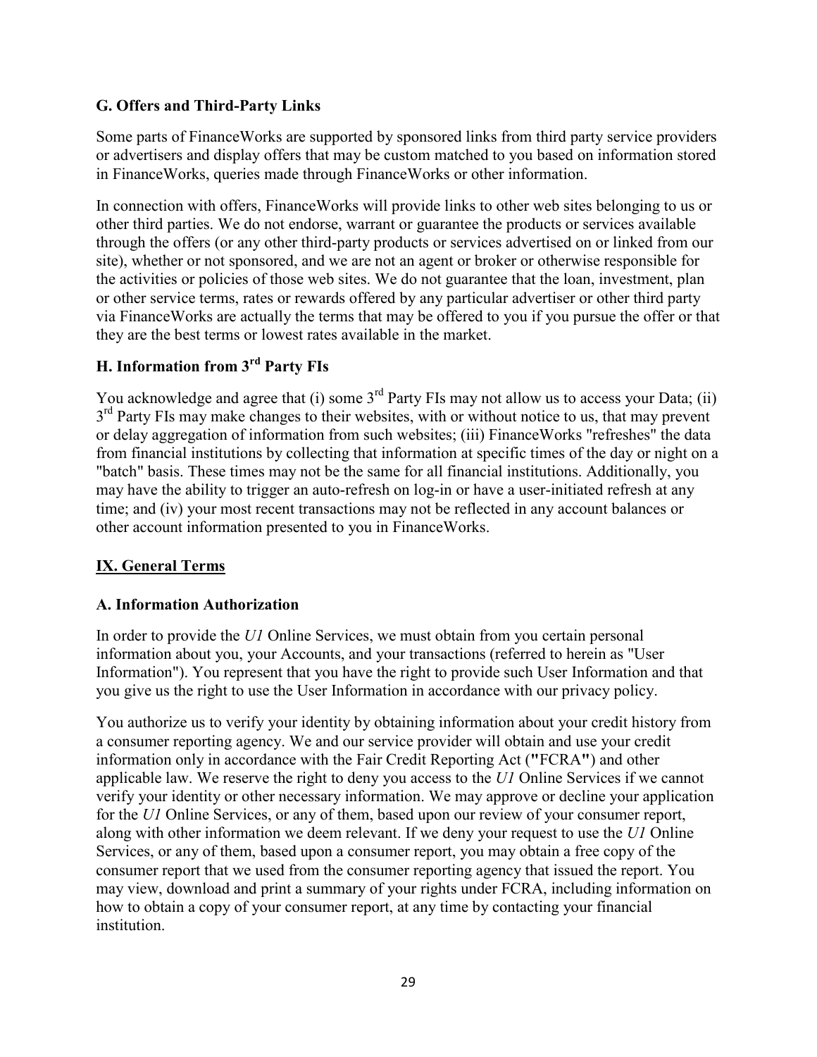### G. Offers and Third-Party Links

Some parts of FinanceWorks are supported by sponsored links from third party service providers or advertisers and display offers that may be custom matched to you based on information stored in FinanceWorks, queries made through FinanceWorks or other information.

In connection with offers, FinanceWorks will provide links to other web sites belonging to us or other third parties. We do not endorse, warrant or guarantee the products or services available through the offers (or any other third-party products or services advertised on or linked from our site), whether or not sponsored, and we are not an agent or broker or otherwise responsible for the activities or policies of those web sites. We do not guarantee that the loan, investment, plan or other service terms, rates or rewards offered by any particular advertiser or other third party via FinanceWorks are actually the terms that may be offered to you if you pursue the offer or that they are the best terms or lowest rates available in the market.

### H. Information from 3rd Party FIs

You acknowledge and agree that (i) some 3rd Party FIs may not allow us to access your Data; (ii) 3rd Party FIs may make changes to their websites, with or without notice to us, that may prevent or delay aggregation of information from such websites; (iii) FinanceWorks "refreshes" the data from financial institutions by collecting that information at specific times of the day or night on a "batch" basis. These times may not be the same for all financial institutions. Additionally, you may have the ability to trigger an auto-refresh on log-in or have a user-initiated refresh at any time; and (iv) your most recent transactions may not be reflected in any account balances or other account information presented to you in FinanceWorks.

## IX. General Terms

### A. Information Authorization

In order to provide the *U1* Online Services, we must obtain from you certain personal information about you, your Accounts, and your transactions (referred to herein as "User Information"). You represent that you have the right to provide such User Information and that you give us the right to use the User Information in accordance with our privacy policy.

You authorize us to verify your identity by obtaining information about your credit history from a consumer reporting agency. We and our service provider will obtain and use your credit information only in accordance with the Fair Credit Reporting Act ("FCRA") and other applicable law. We reserve the right to deny you access to the *U1* Online Services if we cannot verify your identity or other necessary information. We may approve or decline your application for the *U1* Online Services, or any of them, based upon our review of your consumer report, along with other information we deem relevant. If we deny your request to use the *U1* Online Services, or any of them, based upon a consumer report, you may obtain a free copy of the consumer report that we used from the consumer reporting agency that issued the report. You may view, download and print a summary of your rights under FCRA, including information on how to obtain a copy of your consumer report, at any time by contacting your financial institution.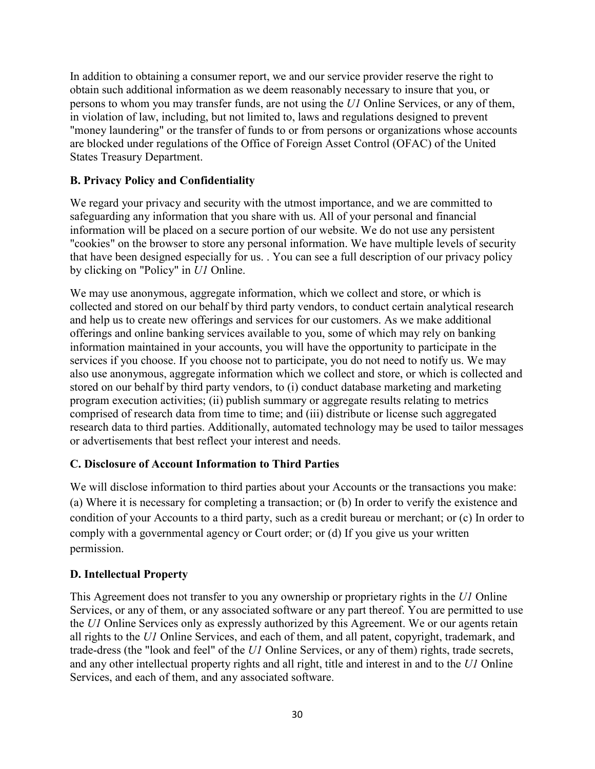In addition to obtaining a consumer report, we and our service provider reserve the right to obtain such additional information as we deem reasonably necessary to insure that you, or persons to whom you may transfer funds, are not using the *U1* Online Services, or any of them, in violation of law, including, but not limited to, laws and regulations designed to prevent "money laundering" or the transfer of funds to or from persons or organizations whose accounts are blocked under regulations of the Office of Foreign Asset Control (OFAC) of the United States Treasury Department.

### B. Privacy Policy and Confidentiality

We regard your privacy and security with the utmost importance, and we are committed to safeguarding any information that you share with us. All of your personal and financial information will be placed on a secure portion of our website. We do not use any persistent "cookies" on the browser to store any personal information. We have multiple levels of security that have been designed especially for us. . You can see a full description of our privacy policy by clicking on "Policy" in *U1* Online.

We may use anonymous, aggregate information, which we collect and store, or which is collected and stored on our behalf by third party vendors, to conduct certain analytical research and help us to create new offerings and services for our customers. As we make additional offerings and online banking services available to you, some of which may rely on banking information maintained in your accounts, you will have the opportunity to participate in the services if you choose. If you choose not to participate, you do not need to notify us. We may also use anonymous, aggregate information which we collect and store, or which is collected and stored on our behalf by third party vendors, to (i) conduct database marketing and marketing program execution activities; (ii) publish summary or aggregate results relating to metrics comprised of research data from time to time; and (iii) distribute or license such aggregated research data to third parties. Additionally, automated technology may be used to tailor messages or advertisements that best reflect your interest and needs.

### C. Disclosure of Account Information to Third Parties

We will disclose information to third parties about your Accounts or the transactions you make: (a) Where it is necessary for completing a transaction; or (b) In order to verify the existence and condition of your Accounts to a third party, such as a credit bureau or merchant; or (c) In order to comply with a governmental agency or Court order; or (d) If you give us your written permission.

### D. Intellectual Property

This Agreement does not transfer to you any ownership or proprietary rights in the *U1* Online Services, or any of them, or any associated software or any part thereof. You are permitted to use the *U1* Online Services only as expressly authorized by this Agreement. We or our agents retain all rights to the *U1* Online Services, and each of them, and all patent, copyright, trademark, and trade-dress (the "look and feel" of the *U1* Online Services, or any of them) rights, trade secrets, and any other intellectual property rights and all right, title and interest in and to the *U1* Online Services, and each of them, and any associated software.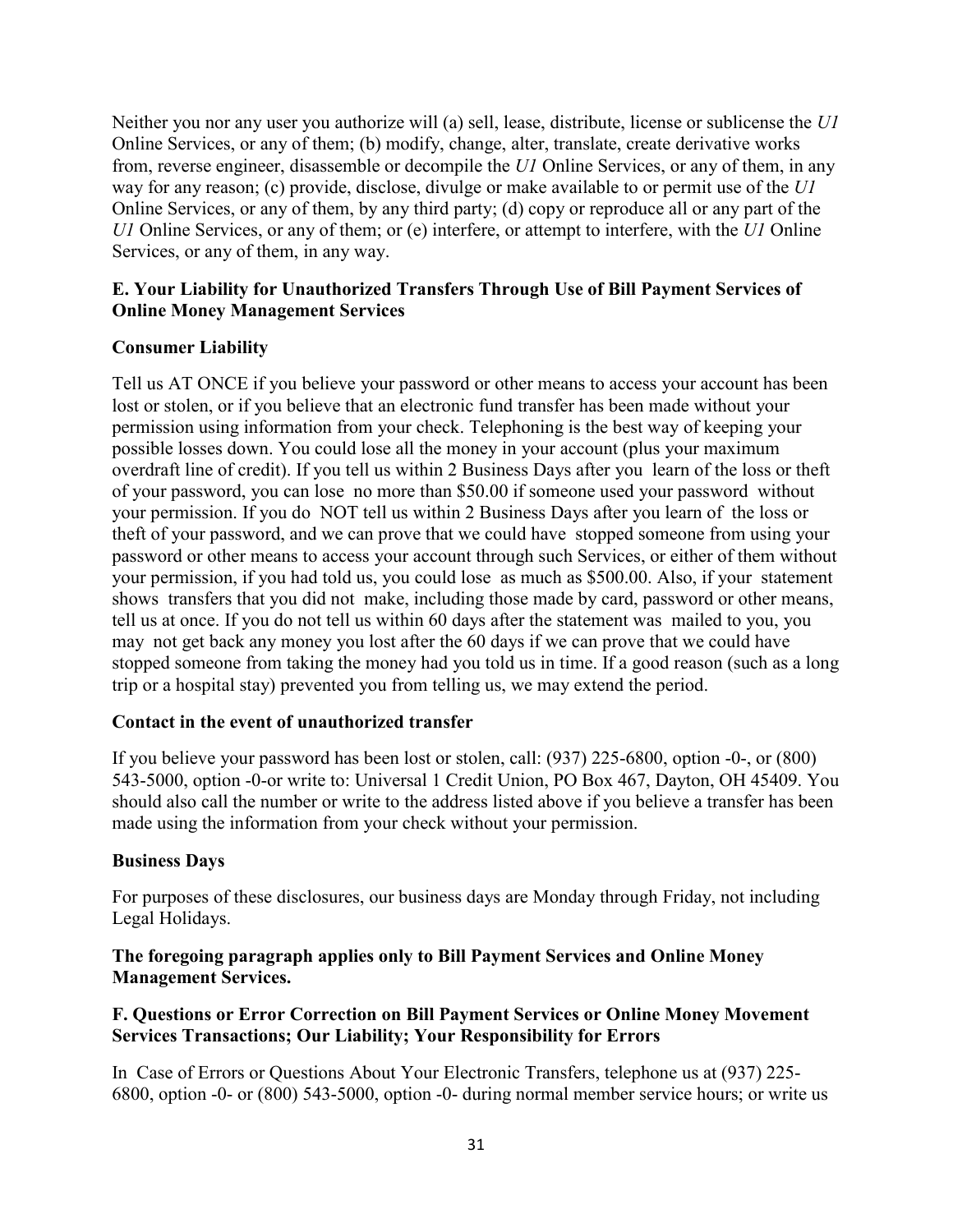Neither you nor any user you authorize will (a) sell, lease, distribute, license or sublicense the *U1* Online Services, or any of them; (b) modify, change, alter, translate, create derivative works from, reverse engineer, disassemble or decompile the *U1* Online Services, or any of them, in any way for any reason; (c) provide, disclose, divulge or make available to or permit use of the *U1* Online Services, or any of them, by any third party; (d) copy or reproduce all or any part of the *U1* Online Services, or any of them; or (e) interfere, or attempt to interfere, with the *U1* Online Services, or any of them, in any way.

**E. Your Liability for Unauthorized Transfers Through Use of Bill Payment Services of Online Money Management Services**

**Consumer Liability**

Tell us AT ONCE if you believe your password or other means to access your account has been lost or stolen, or if you believe that an electronic fund transfer has been made without your permission using information from your check. Telephoning is the best way of keeping your possible losses down. You could lose all the money in your account (plus your maximum overdraft line of credit). If you tell us within 2 Business Days after you learn of the loss or theft of your password, you can lose no more than $50.00 if someone used your password without your permission. If you do NOT tell us within 2 Business Days after you learn of the loss or theft of your password, and we can prove that we could have stopped someone from using your password or other means to access your account through such Services, or either of them without your permission, if you had told us, you could lose as much as $500.00. Also, if your statement shows transfers that you did not make, including those made by card, password or other means, tell us at once. If you do not tell us within 60 days after the statement was mailed to you, you may not get back any money you lost after the 60 days if we can prove that we could have stopped someone from taking the money had you told us in time. If a good reason (such as a long trip or a hospital stay) prevented you from telling us, we may extend the period.

**Contact in the event of unauthorized transfer**

If you believe your password has been lost or stolen, call: (937) 225-6800, option -0-, or (800) 543-5000, option -0-or write to: Universal 1 Credit Union, PO Box 467, Dayton, OH 45409. You should also call the number or write to the address listed above if you believe a transfer has been made using the information from your check without your permission.

**Business Days**

For purposes of these disclosures, our business days are Monday through Friday, not including Legal Holidays.

**The foregoing paragraph applies only to Bill Payment Services and Online Money Management Services.**

**F. Questions or Error Correction on Bill Payment Services or Online Money Movement Services Transactions; Our Liability; Your Responsibility for Errors**

In Case of Errors or Questions About Your Electronic Transfers, telephone us at (937) 225-6800, option -0- or (800) 543-5000, option -0- during normal member service hours; or write us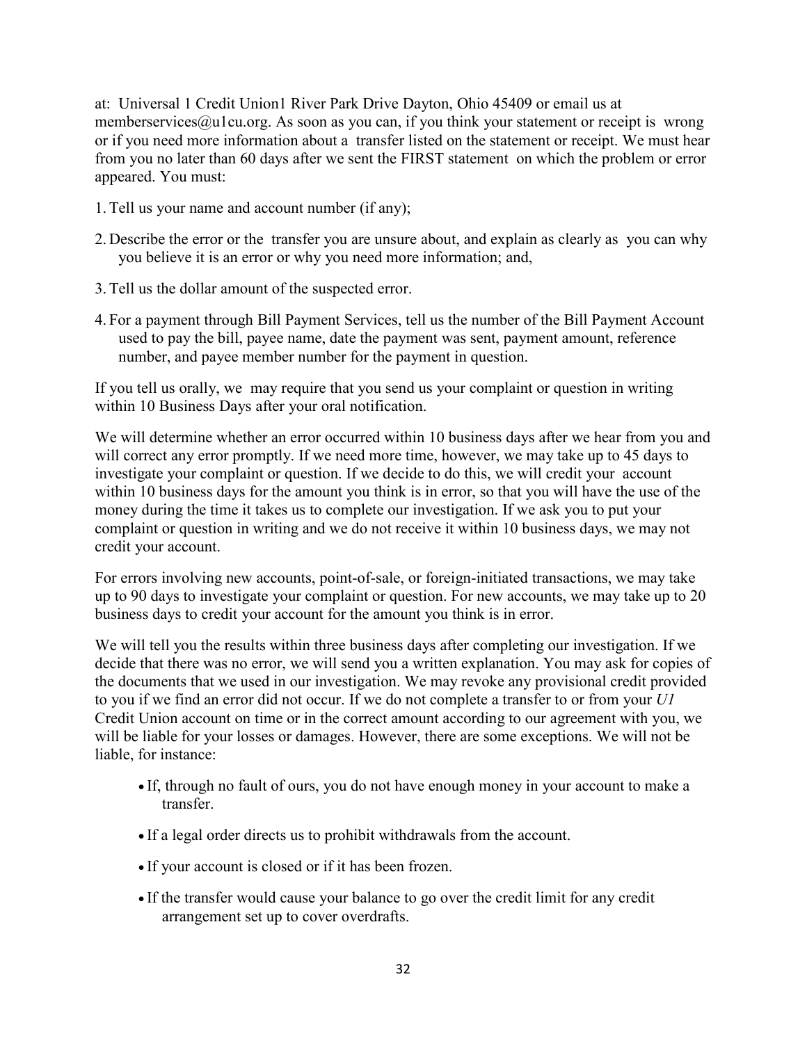at: Universal 1 Credit Union1 River Park Drive Dayton, Ohio 45409 or email us at memberservices@u1cu.org. As soon as you can, if you think your statement or receipt is wrong or if you need more information about a transfer listed on the statement or receipt. We must hear from you no later than 60 days after we sent the FIRST statement on which the problem or error appeared. You must:

1. Tell us your name and account number (if any);
2. Describe the error or the transfer you are unsure about, and explain as clearly as you can why you believe it is an error or why you need more information; and,
3. Tell us the dollar amount of the suspected error.
4. For a payment through Bill Payment Services, tell us the number of the Bill Payment Account used to pay the bill, payee name, date the payment was sent, payment amount, reference number, and payee member number for the payment in question.

If you tell us orally, we may require that you send us your complaint or question in writing within 10 Business Days after your oral notification.

We will determine whether an error occurred within 10 business days after we hear from you and will correct any error promptly. If we need more time, however, we may take up to 45 days to investigate your complaint or question. If we decide to do this, we will credit your account within 10 business days for the amount you think is in error, so that you will have the use of the money during the time it takes us to complete our investigation. If we ask you to put your complaint or question in writing and we do not receive it within 10 business days, we may not credit your account.

For errors involving new accounts, point-of-sale, or foreign-initiated transactions, we may take up to 90 days to investigate your complaint or question. For new accounts, we may take up to 20 business days to credit your account for the amount you think is in error.

We will tell you the results within three business days after completing our investigation. If we decide that there was no error, we will send you a written explanation. You may ask for copies of the documents that we used in our investigation. We may revoke any provisional credit provided to you if we find an error did not occur. If we do not complete a transfer to or from your *U1* Credit Union account on time or in the correct amount according to our agreement with you, we will be liable for your losses or damages. However, there are some exceptions. We will not be liable, for instance:

- If, through no fault of ours, you do not have enough money in your account to make a transfer.
- If a legal order directs us to prohibit withdrawals from the account.
- If your account is closed or if it has been frozen.
- If the transfer would cause your balance to go over the credit limit for any credit arrangement set up to cover overdrafts.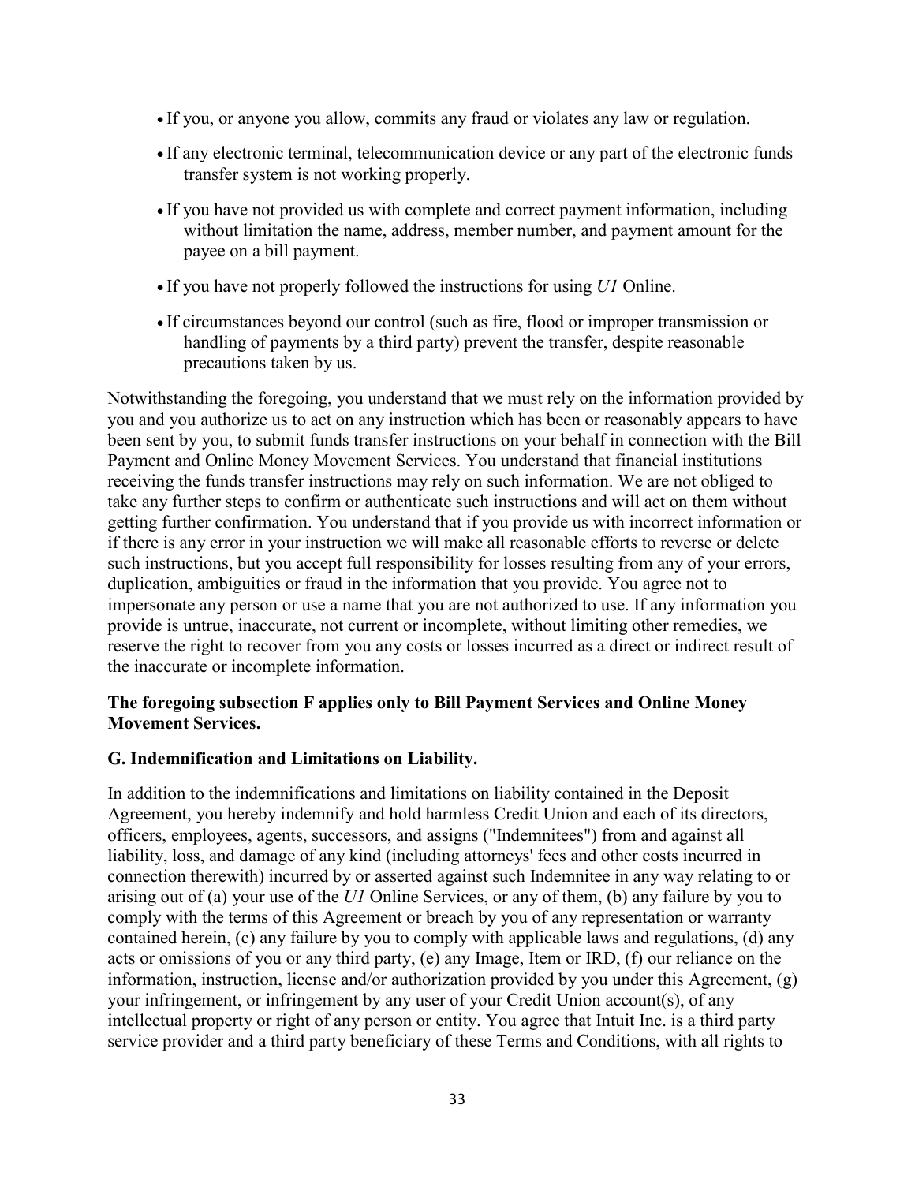- If you, or anyone you allow, commits any fraud or violates any law or regulation.
- If any electronic terminal, telecommunication device or any part of the electronic funds transfer system is not working properly.
- If you have not provided us with complete and correct payment information, including without limitation the name, address, member number, and payment amount for the payee on a bill payment.
- If you have not properly followed the instructions for using *U1* Online.
- If circumstances beyond our control (such as fire, flood or improper transmission or handling of payments by a third party) prevent the transfer, despite reasonable precautions taken by us.

Notwithstanding the foregoing, you understand that we must rely on the information provided by you and you authorize us to act on any instruction which has been or reasonably appears to have been sent by you, to submit funds transfer instructions on your behalf in connection with the Bill Payment and Online Money Movement Services. You understand that financial institutions receiving the funds transfer instructions may rely on such information. We are not obliged to take any further steps to confirm or authenticate such instructions and will act on them without getting further confirmation. You understand that if you provide us with incorrect information or if there is any error in your instruction we will make all reasonable efforts to reverse or delete such instructions, but you accept full responsibility for losses resulting from any of your errors, duplication, ambiguities or fraud in the information that you provide. You agree not to impersonate any person or use a name that you are not authorized to use. If any information you provide is untrue, inaccurate, not current or incomplete, without limiting other remedies, we reserve the right to recover from you any costs or losses incurred as a direct or indirect result of the inaccurate or incomplete information.

**The foregoing subsection F applies only to Bill Payment Services and Online Money Movement Services.**

**G. Indemnification and Limitations on Liability.**

In addition to the indemnifications and limitations on liability contained in the Deposit Agreement, you hereby indemnify and hold harmless Credit Union and each of its directors, officers, employees, agents, successors, and assigns ("Indemnitees") from and against all liability, loss, and damage of any kind (including attorneys' fees and other costs incurred in connection therewith) incurred by or asserted against such Indemnitee in any way relating to or arising out of (a) your use of the *U1* Online Services, or any of them, (b) any failure by you to comply with the terms of this Agreement or breach by you of any representation or warranty contained herein, (c) any failure by you to comply with applicable laws and regulations, (d) any acts or omissions of you or any third party, (e) any Image, Item or IRD, (f) our reliance on the information, instruction, license and/or authorization provided by you under this Agreement, (g) your infringement, or infringement by any user of your Credit Union account(s), of any intellectual property or right of any person or entity. You agree that Intuit Inc. is a third party service provider and a third party beneficiary of these Terms and Conditions, with all rights to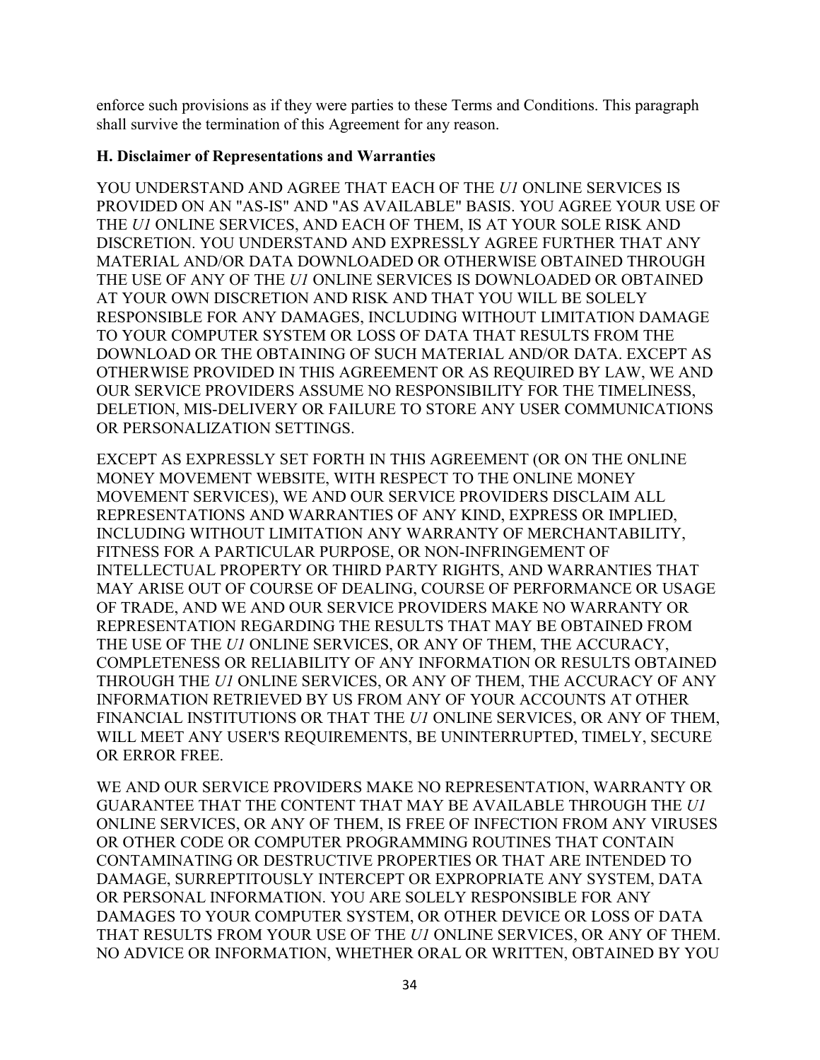enforce such provisions as if they were parties to these Terms and Conditions. This paragraph shall survive the termination of this Agreement for any reason.

**H. Disclaimer of Representations and Warranties**

YOU UNDERSTAND AND AGREE THAT EACH OF THE *U1* ONLINE SERVICES IS PROVIDED ON AN "AS-IS" AND "AS AVAILABLE" BASIS. YOU AGREE YOUR USE OF THE *U1* ONLINE SERVICES, AND EACH OF THEM, IS AT YOUR SOLE RISK AND DISCRETION. YOU UNDERSTAND AND EXPRESSLY AGREE FURTHER THAT ANY MATERIAL AND/OR DATA DOWNLOADED OR OTHERWISE OBTAINED THROUGH THE USE OF ANY OF THE *U1* ONLINE SERVICES IS DOWNLOADED OR OBTAINED AT YOUR OWN DISCRETION AND RISK AND THAT YOU WILL BE SOLELY RESPONSIBLE FOR ANY DAMAGES, INCLUDING WITHOUT LIMITATION DAMAGE TO YOUR COMPUTER SYSTEM OR LOSS OF DATA THAT RESULTS FROM THE DOWNLOAD OR THE OBTAINING OF SUCH MATERIAL AND/OR DATA. EXCEPT AS OTHERWISE PROVIDED IN THIS AGREEMENT OR AS REQUIRED BY LAW, WE AND OUR SERVICE PROVIDERS ASSUME NO RESPONSIBILITY FOR THE TIMELINESS, DELETION, MIS-DELIVERY OR FAILURE TO STORE ANY USER COMMUNICATIONS OR PERSONALIZATION SETTINGS.

EXCEPT AS EXPRESSLY SET FORTH IN THIS AGREEMENT (OR ON THE ONLINE MONEY MOVEMENT WEBSITE, WITH RESPECT TO THE ONLINE MONEY MOVEMENT SERVICES), WE AND OUR SERVICE PROVIDERS DISCLAIM ALL REPRESENTATIONS AND WARRANTIES OF ANY KIND, EXPRESS OR IMPLIED, INCLUDING WITHOUT LIMITATION ANY WARRANTY OF MERCHANTABILITY, FITNESS FOR A PARTICULAR PURPOSE, OR NON-INFRINGEMENT OF INTELLECTUAL PROPERTY OR THIRD PARTY RIGHTS, AND WARRANTIES THAT MAY ARISE OUT OF COURSE OF DEALING, COURSE OF PERFORMANCE OR USAGE OF TRADE, AND WE AND OUR SERVICE PROVIDERS MAKE NO WARRANTY OR REPRESENTATION REGARDING THE RESULTS THAT MAY BE OBTAINED FROM THE USE OF THE *U1* ONLINE SERVICES, OR ANY OF THEM, THE ACCURACY, COMPLETENESS OR RELIABILITY OF ANY INFORMATION OR RESULTS OBTAINED THROUGH THE *U1* ONLINE SERVICES, OR ANY OF THEM, THE ACCURACY OF ANY INFORMATION RETRIEVED BY US FROM ANY OF YOUR ACCOUNTS AT OTHER FINANCIAL INSTITUTIONS OR THAT THE *U1* ONLINE SERVICES, OR ANY OF THEM, WILL MEET ANY USER'S REQUIREMENTS, BE UNINTERRUPTED, TIMELY, SECURE OR ERROR FREE.

WE AND OUR SERVICE PROVIDERS MAKE NO REPRESENTATION, WARRANTY OR GUARANTEE THAT THE CONTENT THAT MAY BE AVAILABLE THROUGH THE *U1* ONLINE SERVICES, OR ANY OF THEM, IS FREE OF INFECTION FROM ANY VIRUSES OR OTHER CODE OR COMPUTER PROGRAMMING ROUTINES THAT CONTAIN CONTAMINATING OR DESTRUCTIVE PROPERTIES OR THAT ARE INTENDED TO DAMAGE, SURREPTITOUSLY INTERCEPT OR EXPROPRIATE ANY SYSTEM, DATA OR PERSONAL INFORMATION. YOU ARE SOLELY RESPONSIBLE FOR ANY DAMAGES TO YOUR COMPUTER SYSTEM, OR OTHER DEVICE OR LOSS OF DATA THAT RESULTS FROM YOUR USE OF THE *U1* ONLINE SERVICES, OR ANY OF THEM. NO ADVICE OR INFORMATION, WHETHER ORAL OR WRITTEN, OBTAINED BY YOU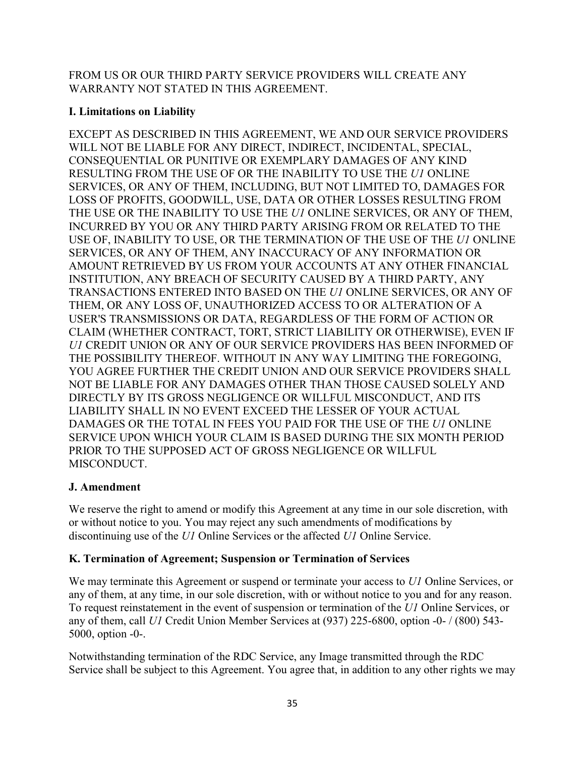FROM US OR OUR THIRD PARTY SERVICE PROVIDERS WILL CREATE ANY WARRANTY NOT STATED IN THIS AGREEMENT.

**I. Limitations on Liability**

EXCEPT AS DESCRIBED IN THIS AGREEMENT, WE AND OUR SERVICE PROVIDERS WILL NOT BE LIABLE FOR ANY DIRECT, INDIRECT, INCIDENTAL, SPECIAL, CONSEQUENTIAL OR PUNITIVE OR EXEMPLARY DAMAGES OF ANY KIND RESULTING FROM THE USE OF OR THE INABILITY TO USE THE *U1* ONLINE SERVICES, OR ANY OF THEM, INCLUDING, BUT NOT LIMITED TO, DAMAGES FOR LOSS OF PROFITS, GOODWILL, USE, DATA OR OTHER LOSSES RESULTING FROM THE USE OR THE INABILITY TO USE THE *U1* ONLINE SERVICES, OR ANY OF THEM, INCURRED BY YOU OR ANY THIRD PARTY ARISING FROM OR RELATED TO THE USE OF, INABILITY TO USE, OR THE TERMINATION OF THE USE OF THE *U1* ONLINE SERVICES, OR ANY OF THEM, ANY INACCURACY OF ANY INFORMATION OR AMOUNT RETRIEVED BY US FROM YOUR ACCOUNTS AT ANY OTHER FINANCIAL INSTITUTION, ANY BREACH OF SECURITY CAUSED BY A THIRD PARTY, ANY TRANSACTIONS ENTERED INTO BASED ON THE *U1* ONLINE SERVICES, OR ANY OF THEM, OR ANY LOSS OF, UNAUTHORIZED ACCESS TO OR ALTERATION OF A USER'S TRANSMISSIONS OR DATA, REGARDLESS OF THE FORM OF ACTION OR CLAIM (WHETHER CONTRACT, TORT, STRICT LIABILITY OR OTHERWISE), EVEN IF *U1* CREDIT UNION OR ANY OF OUR SERVICE PROVIDERS HAS BEEN INFORMED OF THE POSSIBILITY THEREOF. WITHOUT IN ANY WAY LIMITING THE FOREGOING, YOU AGREE FURTHER THE CREDIT UNION AND OUR SERVICE PROVIDERS SHALL NOT BE LIABLE FOR ANY DAMAGES OTHER THAN THOSE CAUSED SOLELY AND DIRECTLY BY ITS GROSS NEGLIGENCE OR WILLFUL MISCONDUCT, AND ITS LIABILITY SHALL IN NO EVENT EXCEED THE LESSER OF YOUR ACTUAL DAMAGES OR THE TOTAL IN FEES YOU PAID FOR THE USE OF THE *U1* ONLINE SERVICE UPON WHICH YOUR CLAIM IS BASED DURING THE SIX MONTH PERIOD PRIOR TO THE SUPPOSED ACT OF GROSS NEGLIGENCE OR WILLFUL MISCONDUCT.

**J. Amendment**

We reserve the right to amend or modify this Agreement at any time in our sole discretion, with or without notice to you. You may reject any such amendments of modifications by discontinuing use of the *U1* Online Services or the affected *U1* Online Service.

**K. Termination of Agreement; Suspension or Termination of Services**

We may terminate this Agreement or suspend or terminate your access to *U1* Online Services, or any of them, at any time, in our sole discretion, with or without notice to you and for any reason. To request reinstatement in the event of suspension or termination of the *U1* Online Services, or any of them, call *U1* Credit Union Member Services at (937) 225-6800, option -0- / (800) 543-5000, option -0-.

Notwithstanding termination of the RDC Service, any Image transmitted through the RDC Service shall be subject to this Agreement. You agree that, in addition to any other rights we may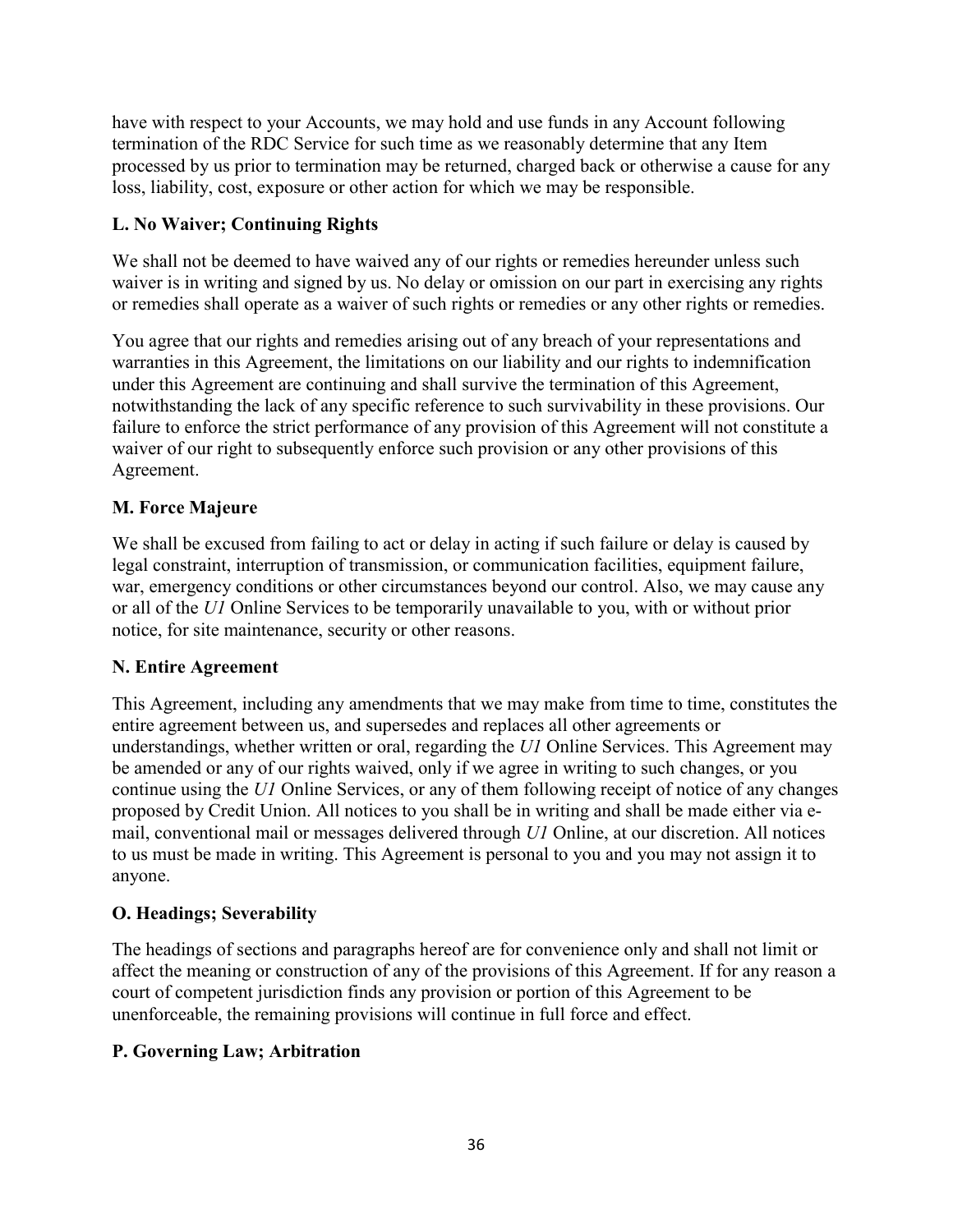have with respect to your Accounts, we may hold and use funds in any Account following termination of the RDC Service for such time as we reasonably determine that any Item processed by us prior to termination may be returned, charged back or otherwise a cause for any loss, liability, cost, exposure or other action for which we may be responsible.

### L. No Waiver; Continuing Rights

We shall not be deemed to have waived any of our rights or remedies hereunder unless such waiver is in writing and signed by us. No delay or omission on our part in exercising any rights or remedies shall operate as a waiver of such rights or remedies or any other rights or remedies.

You agree that our rights and remedies arising out of any breach of your representations and warranties in this Agreement, the limitations on our liability and our rights to indemnification under this Agreement are continuing and shall survive the termination of this Agreement, notwithstanding the lack of any specific reference to such survivability in these provisions. Our failure to enforce the strict performance of any provision of this Agreement will not constitute a waiver of our right to subsequently enforce such provision or any other provisions of this Agreement.

### M. Force Majeure

We shall be excused from failing to act or delay in acting if such failure or delay is caused by legal constraint, interruption of transmission, or communication facilities, equipment failure, war, emergency conditions or other circumstances beyond our control. Also, we may cause any or all of the *U1* Online Services to be temporarily unavailable to you, with or without prior notice, for site maintenance, security or other reasons.

### N. Entire Agreement

This Agreement, including any amendments that we may make from time to time, constitutes the entire agreement between us, and supersedes and replaces all other agreements or understandings, whether written or oral, regarding the *U1* Online Services. This Agreement may be amended or any of our rights waived, only if we agree in writing to such changes, or you continue using the *U1* Online Services, or any of them following receipt of notice of any changes proposed by Credit Union. All notices to you shall be in writing and shall be made either via e-mail, conventional mail or messages delivered through *U1* Online, at our discretion. All notices to us must be made in writing. This Agreement is personal to you and you may not assign it to anyone.

### O. Headings; Severability

The headings of sections and paragraphs hereof are for convenience only and shall not limit or affect the meaning or construction of any of the provisions of this Agreement. If for any reason a court of competent jurisdiction finds any provision or portion of this Agreement to be unenforceable, the remaining provisions will continue in full force and effect.

### P. Governing Law; Arbitration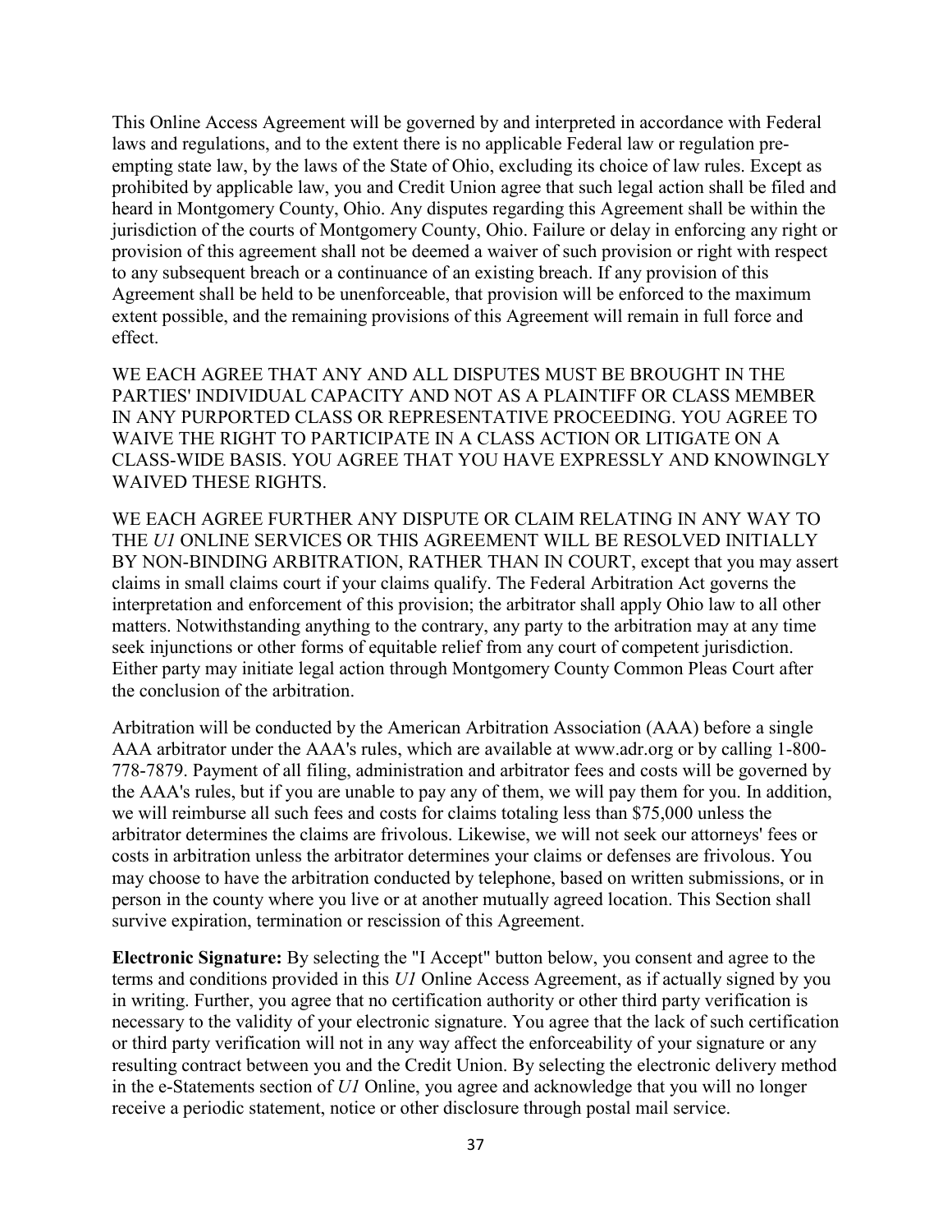This Online Access Agreement will be governed by and interpreted in accordance with Federal laws and regulations, and to the extent there is no applicable Federal law or regulation pre-empting state law, by the laws of the State of Ohio, excluding its choice of law rules. Except as prohibited by applicable law, you and Credit Union agree that such legal action shall be filed and heard in Montgomery County, Ohio. Any disputes regarding this Agreement shall be within the jurisdiction of the courts of Montgomery County, Ohio. Failure or delay in enforcing any right or provision of this agreement shall not be deemed a waiver of such provision or right with respect to any subsequent breach or a continuance of an existing breach. If any provision of this Agreement shall be held to be unenforceable, that provision will be enforced to the maximum extent possible, and the remaining provisions of this Agreement will remain in full force and effect.

WE EACH AGREE THAT ANY AND ALL DISPUTES MUST BE BROUGHT IN THE PARTIES' INDIVIDUAL CAPACITY AND NOT AS A PLAINTIFF OR CLASS MEMBER IN ANY PURPORTED CLASS OR REPRESENTATIVE PROCEEDING. YOU AGREE TO WAIVE THE RIGHT TO PARTICIPATE IN A CLASS ACTION OR LITIGATE ON A CLASS-WIDE BASIS. YOU AGREE THAT YOU HAVE EXPRESSLY AND KNOWINGLY WAIVED THESE RIGHTS.

WE EACH AGREE FURTHER ANY DISPUTE OR CLAIM RELATING IN ANY WAY TO THE *U1* ONLINE SERVICES OR THIS AGREEMENT WILL BE RESOLVED INITIALLY BY NON-BINDING ARBITRATION, RATHER THAN IN COURT, except that you may assert claims in small claims court if your claims qualify. The Federal Arbitration Act governs the interpretation and enforcement of this provision; the arbitrator shall apply Ohio law to all other matters. Notwithstanding anything to the contrary, any party to the arbitration may at any time seek injunctions or other forms of equitable relief from any court of competent jurisdiction. Either party may initiate legal action through Montgomery County Common Pleas Court after the conclusion of the arbitration.

Arbitration will be conducted by the American Arbitration Association (AAA) before a single AAA arbitrator under the AAA's rules, which are available at www.adr.org or by calling 1-800-778-7879. Payment of all filing, administration and arbitrator fees and costs will be governed by the AAA's rules, but if you are unable to pay any of them, we will pay them for you. In addition, we will reimburse all such fees and costs for claims totaling less than $75,000 unless the arbitrator determines the claims are frivolous. Likewise, we will not seek our attorneys' fees or costs in arbitration unless the arbitrator determines your claims or defenses are frivolous. You may choose to have the arbitration conducted by telephone, based on written submissions, or in person in the county where you live or at another mutually agreed location. This Section shall survive expiration, termination or rescission of this Agreement.

**Electronic Signature:** By selecting the "I Accept" button below, you consent and agree to the terms and conditions provided in this *U1* Online Access Agreement, as if actually signed by you in writing. Further, you agree that no certification authority or other third party verification is necessary to the validity of your electronic signature. You agree that the lack of such certification or third party verification will not in any way affect the enforceability of your signature or any resulting contract between you and the Credit Union. By selecting the electronic delivery method in the e-Statements section of *U1* Online, you agree and acknowledge that you will no longer receive a periodic statement, notice or other disclosure through postal mail service.